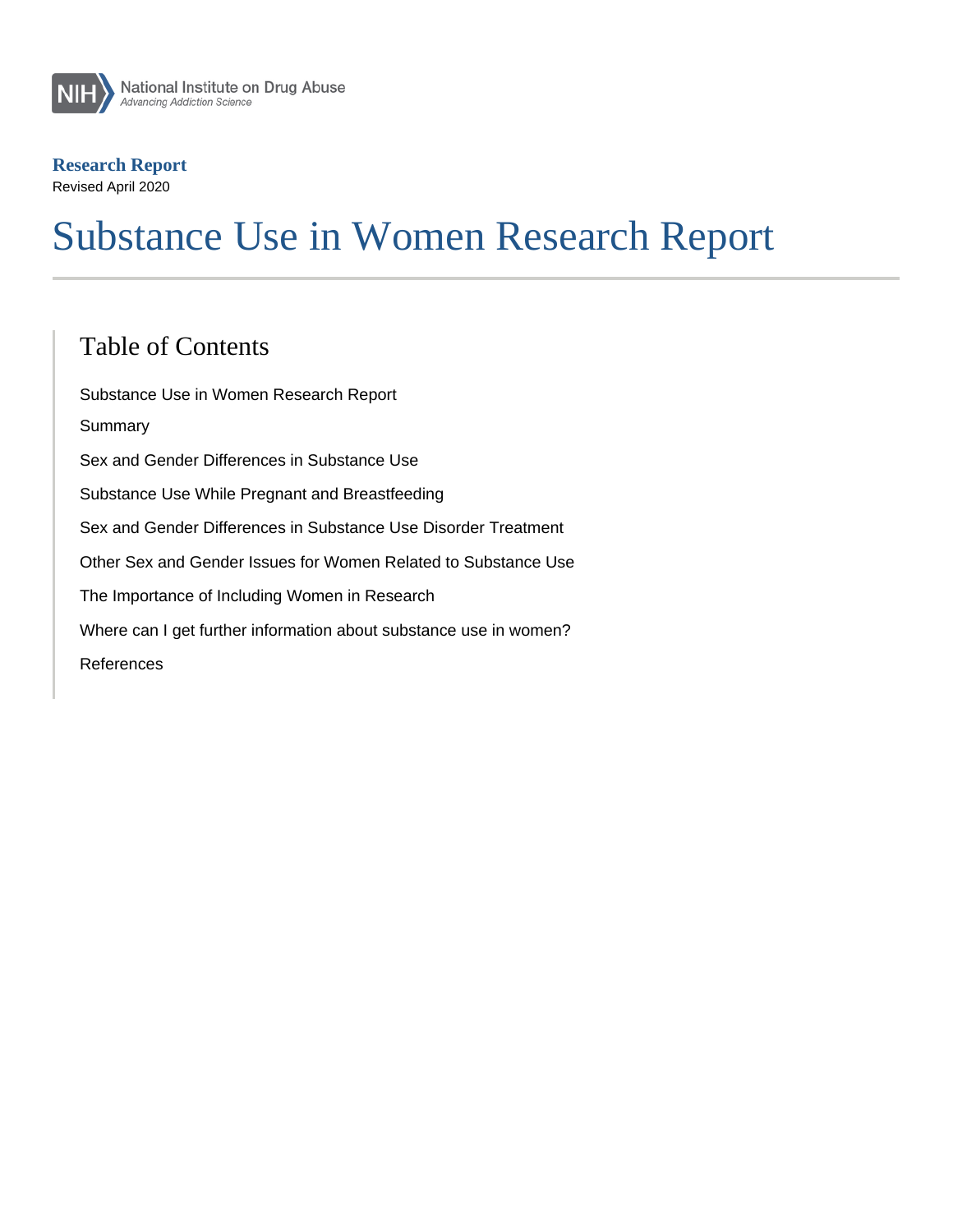National Institute on Drug Abuse
*Advancing Addiction Science*

**Research Report**

Revised April 2020

# Substance Use in Women Research Report

## Table of Contents

Substance Use in Women Research Report

Summary

Sex and Gender Differences in Substance Use

Substance Use While Pregnant and Breastfeeding

Sex and Gender Differences in Substance Use Disorder Treatment

Other Sex and Gender Issues for Women Related to Substance Use

The Importance of Including Women in Research

Where can I get further information about substance use in women?

References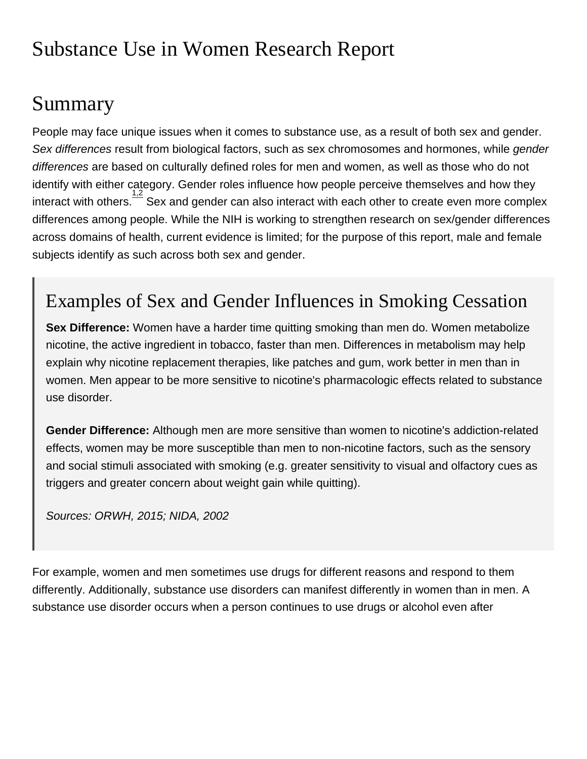# Substance Use in Women Research Report

## Summary

People may face unique issues when it comes to substance use, as a result of both sex and gender. *Sex differences* result from biological factors, such as sex chromosomes and hormones, while *gender differences* are based on culturally defined roles for men and women, as well as those who do not identify with either category. Gender roles influence how people perceive themselves and how they interact with others.[1,2] Sex and gender can also interact with each other to create even more complex differences among people. While the NIH is working to strengthen research on sex/gender differences across domains of health, current evidence is limited; for the purpose of this report, male and female subjects identify as such across both sex and gender.

> ### Examples of Sex and Gender Influences in Smoking Cessation
>
> **Sex Difference:** Women have a harder time quitting smoking than men do. Women metabolize nicotine, the active ingredient in tobacco, faster than men. Differences in metabolism may help explain why nicotine replacement therapies, like patches and gum, work better in men than in women. Men appear to be more sensitive to nicotine's pharmacologic effects related to substance use disorder.
>
> **Gender Difference:** Although men are more sensitive than women to nicotine's addiction-related effects, women may be more susceptible than men to non-nicotine factors, such as the sensory and social stimuli associated with smoking (e.g. greater sensitivity to visual and olfactory cues as triggers and greater concern about weight gain while quitting).
>
> *Sources: ORWH, 2015; NIDA, 2002*

For example, women and men sometimes use drugs for different reasons and respond to them differently. Additionally, substance use disorders can manifest differently in women than in men. A substance use disorder occurs when a person continues to use drugs or alcohol even after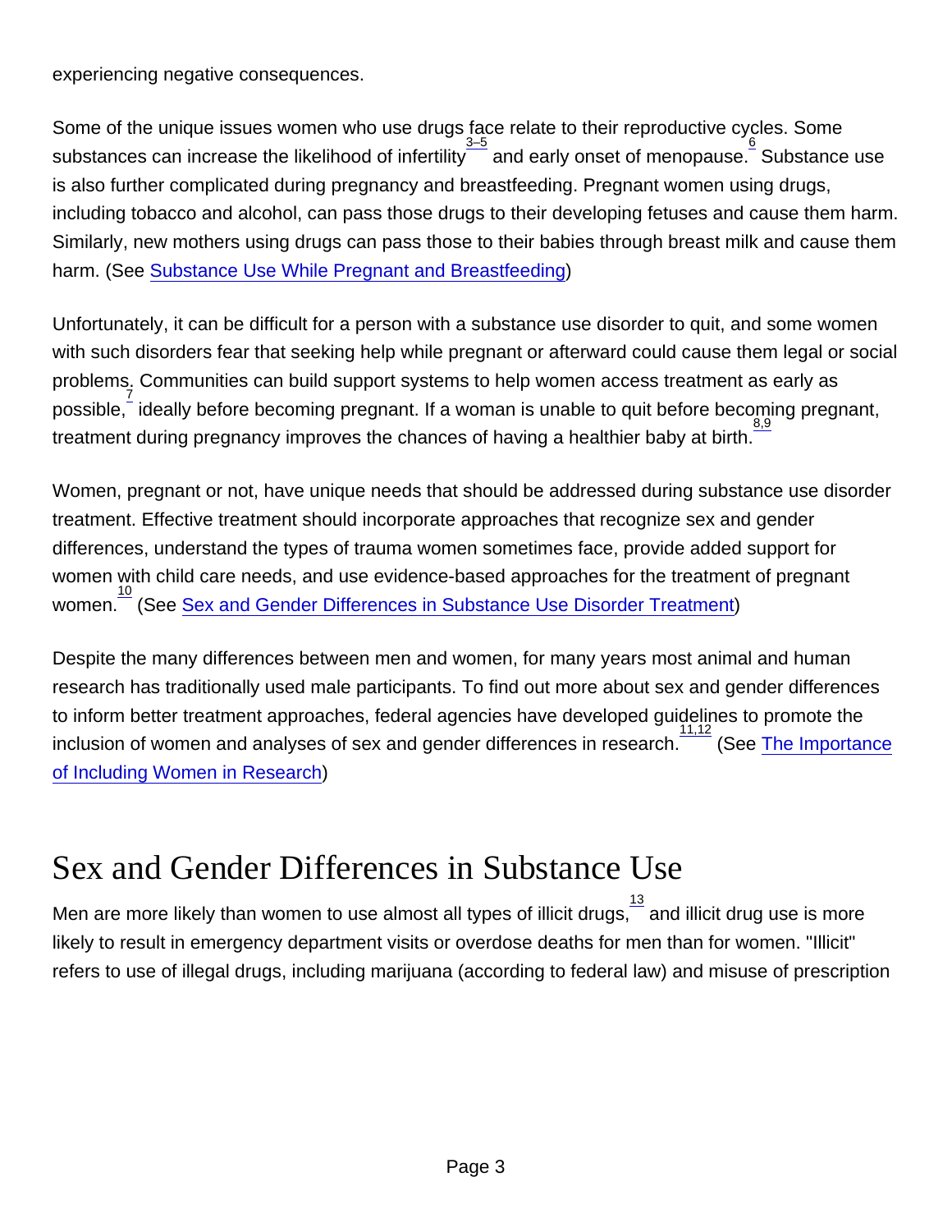experiencing negative consequences.

Some of the unique issues women who use drugs face relate to their reproductive cycles. Some substances can increase the likelihood of infertility[3–5] and early onset of menopause.[6] Substance use is also further complicated during pregnancy and breastfeeding. Pregnant women using drugs, including tobacco and alcohol, can pass those drugs to their developing fetuses and cause them harm. Similarly, new mothers using drugs can pass those to their babies through breast milk and cause them harm. (See Substance Use While Pregnant and Breastfeeding)

Unfortunately, it can be difficult for a person with a substance use disorder to quit, and some women with such disorders fear that seeking help while pregnant or afterward could cause them legal or social problems. Communities can build support systems to help women access treatment as early as possible,[7] ideally before becoming pregnant. If a woman is unable to quit before becoming pregnant, treatment during pregnancy improves the chances of having a healthier baby at birth.[8,9]

Women, pregnant or not, have unique needs that should be addressed during substance use disorder treatment. Effective treatment should incorporate approaches that recognize sex and gender differences, understand the types of trauma women sometimes face, provide added support for women with child care needs, and use evidence-based approaches for the treatment of pregnant women.[10] (See Sex and Gender Differences in Substance Use Disorder Treatment)

Despite the many differences between men and women, for many years most animal and human research has traditionally used male participants. To find out more about sex and gender differences to inform better treatment approaches, federal agencies have developed guidelines to promote the inclusion of women and analyses of sex and gender differences in research.[11,12] (See The Importance of Including Women in Research)

# Sex and Gender Differences in Substance Use

Men are more likely than women to use almost all types of illicit drugs,[13] and illicit drug use is more likely to result in emergency department visits or overdose deaths for men than for women. "Illicit" refers to use of illegal drugs, including marijuana (according to federal law) and misuse of prescription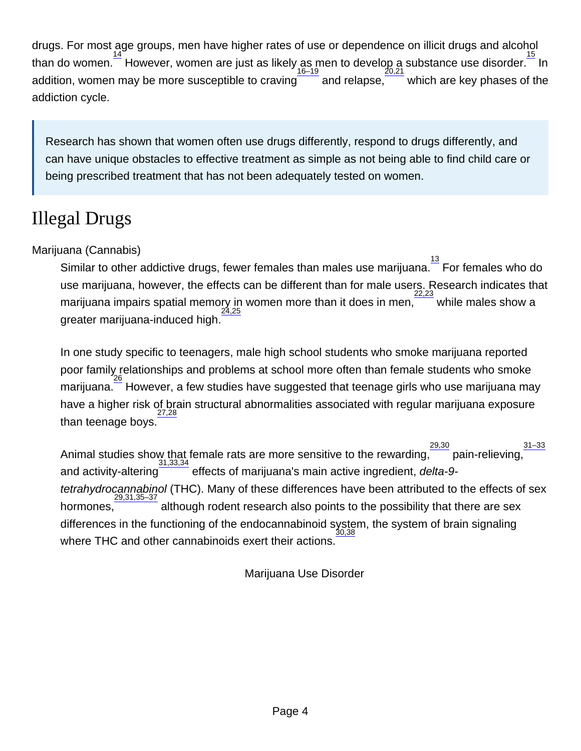drugs. For most age groups, men have higher rates of use or dependence on illicit drugs and alcohol than do women.[14] However, women are just as likely as men to develop a substance use disorder.[15] In addition, women may be more susceptible to craving[16–19] and relapse,[20,21] which are key phases of the addiction cycle.

> Research has shown that women often use drugs differently, respond to drugs differently, and can have unique obstacles to effective treatment as simple as not being able to find child care or being prescribed treatment that has not been adequately tested on women.

# Illegal Drugs

Marijuana (Cannabis)

Similar to other addictive drugs, fewer females than males use marijuana.[13] For females who do use marijuana, however, the effects can be different than for male users. Research indicates that marijuana impairs spatial memory in women more than it does in men,[22,23] while males show a greater marijuana-induced high.[24,25]

In one study specific to teenagers, male high school students who smoke marijuana reported poor family relationships and problems at school more often than female students who smoke marijuana.[26] However, a few studies have suggested that teenage girls who use marijuana may have a higher risk of brain structural abnormalities associated with regular marijuana exposure than teenage boys.[27,28]

Animal studies show that female rats are more sensitive to the rewarding,[29,30] pain-relieving,[31–33] and activity-altering[31,33,34] effects of marijuana's main active ingredient, *delta-9-tetrahydrocannabinol* (THC). Many of these differences have been attributed to the effects of sex hormones,[29,31,35–37] although rodent research also points to the possibility that there are sex differences in the functioning of the endocannabinoid system, the system of brain signaling where THC and other cannabinoids exert their actions.[30,38]

Marijuana Use Disorder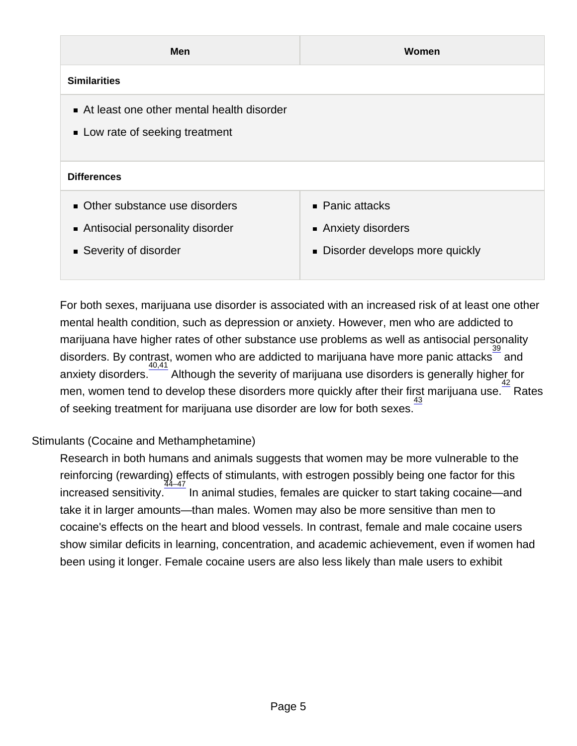| Men | Women |
| --- | --- |
| **Similarities** | |
| - At least one other mental health disorder<br>- Low rate of seeking treatment | |
| **Differences** | |
| - Other substance use disorders<br>- Antisocial personality disorder<br>- Severity of disorder | - Panic attacks<br>- Anxiety disorders<br>- Disorder develops more quickly |

For both sexes, marijuana use disorder is associated with an increased risk of at least one other mental health condition, such as depression or anxiety. However, men who are addicted to marijuana have higher rates of other substance use problems as well as antisocial personality disorders. By contrast, women who are addicted to marijuana have more panic attacks[39] and anxiety disorders.[40,41] Although the severity of marijuana use disorders is generally higher for men, women tend to develop these disorders more quickly after their first marijuana use.[42] Rates of seeking treatment for marijuana use disorder are low for both sexes.[43]

Stimulants (Cocaine and Methamphetamine)

Research in both humans and animals suggests that women may be more vulnerable to the reinforcing (rewarding) effects of stimulants, with estrogen possibly being one factor for this increased sensitivity.[44–47] In animal studies, females are quicker to start taking cocaine—and take it in larger amounts—than males. Women may also be more sensitive than men to cocaine's effects on the heart and blood vessels. In contrast, female and male cocaine users show similar deficits in learning, concentration, and academic achievement, even if women had been using it longer. Female cocaine users are also less likely than male users to exhibit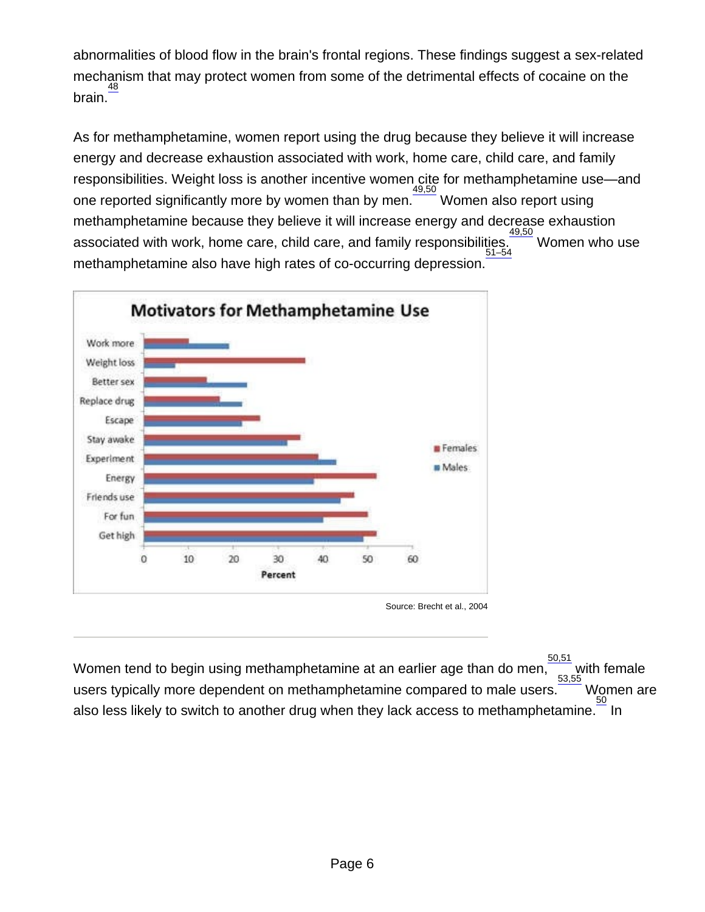abnormalities of blood flow in the brain's frontal regions. These findings suggest a sex-related mechanism that may protect women from some of the detrimental effects of cocaine on the brain.[48]

As for methamphetamine, women report using the drug because they believe it will increase energy and decrease exhaustion associated with work, home care, child care, and family responsibilities. Weight loss is another incentive women cite for methamphetamine use—and one reported significantly more by women than by men.[49,50] Women also report using methamphetamine because they believe it will increase energy and decrease exhaustion associated with work, home care, child care, and family responsibilities.[49,50] Women who use methamphetamine also have high rates of co-occurring depression.[51–54]

**Motivators for Methamphetamine Use**

Source: Brecht et al., 2004

---

Women tend to begin using methamphetamine at an earlier age than do men,[50,51] with female users typically more dependent on methamphetamine compared to male users.[53,55] Women are also less likely to switch to another drug when they lack access to methamphetamine.[50] In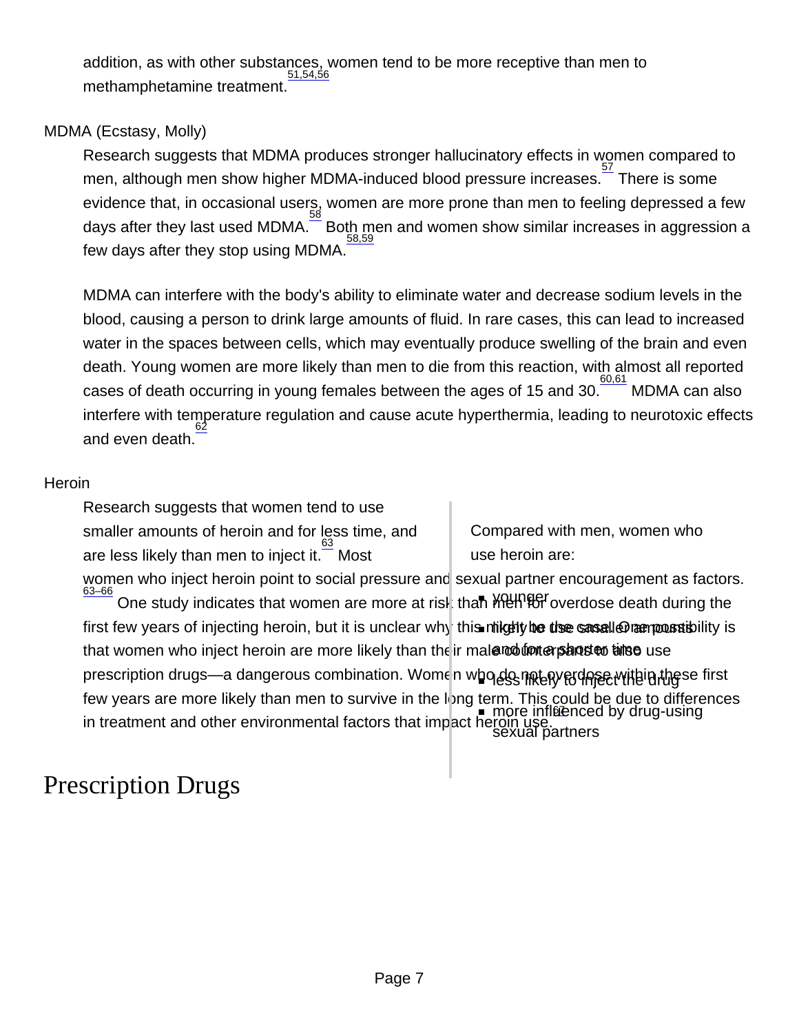addition, as with other substances, women tend to be more receptive than men to methamphetamine treatment.[51,54,56]

MDMA (Ecstasy, Molly)

Research suggests that MDMA produces stronger hallucinatory effects in women compared to men, although men show higher MDMA-induced blood pressure increases.[57] There is some evidence that, in occasional users, women are more prone than men to feeling depressed a few days after they last used MDMA.[58] Both men and women show similar increases in aggression a few days after they stop using MDMA.[58,59]

MDMA can interfere with the body's ability to eliminate water and decrease sodium levels in the blood, causing a person to drink large amounts of fluid. In rare cases, this can lead to increased water in the spaces between cells, which may eventually produce swelling of the brain and even death. Young women are more likely than men to die from this reaction, with almost all reported cases of death occurring in young females between the ages of 15 and 30.[60,61] MDMA can also interfere with temperature regulation and cause acute hyperthermia, leading to neurotoxic effects and even death.[62]

Heroin

Research suggests that women tend to use smaller amounts of heroin and for less time, and are less likely than men to inject it.[63] Most women who inject heroin point to social pressure and sexual partner encouragement as factors.[63–66] One study indicates that women are more at risk than men for overdose death during the first few years of injecting heroin, but it is unclear why this might be the case. One possibility is that women who inject heroin are more likely than their male counterparts to also use prescription drugs—a dangerous combination. Women who do not overdose within these first few years are more likely than men to survive in the long term. This could be due to differences in treatment and other environmental factors that impact heroin use.[67]

Compared with men, women who use heroin are:

- younger
- likely to use smaller amounts and for a shorter time
- less likely to inject the drug
- more influenced by drug-using sexual partners

# Prescription Drugs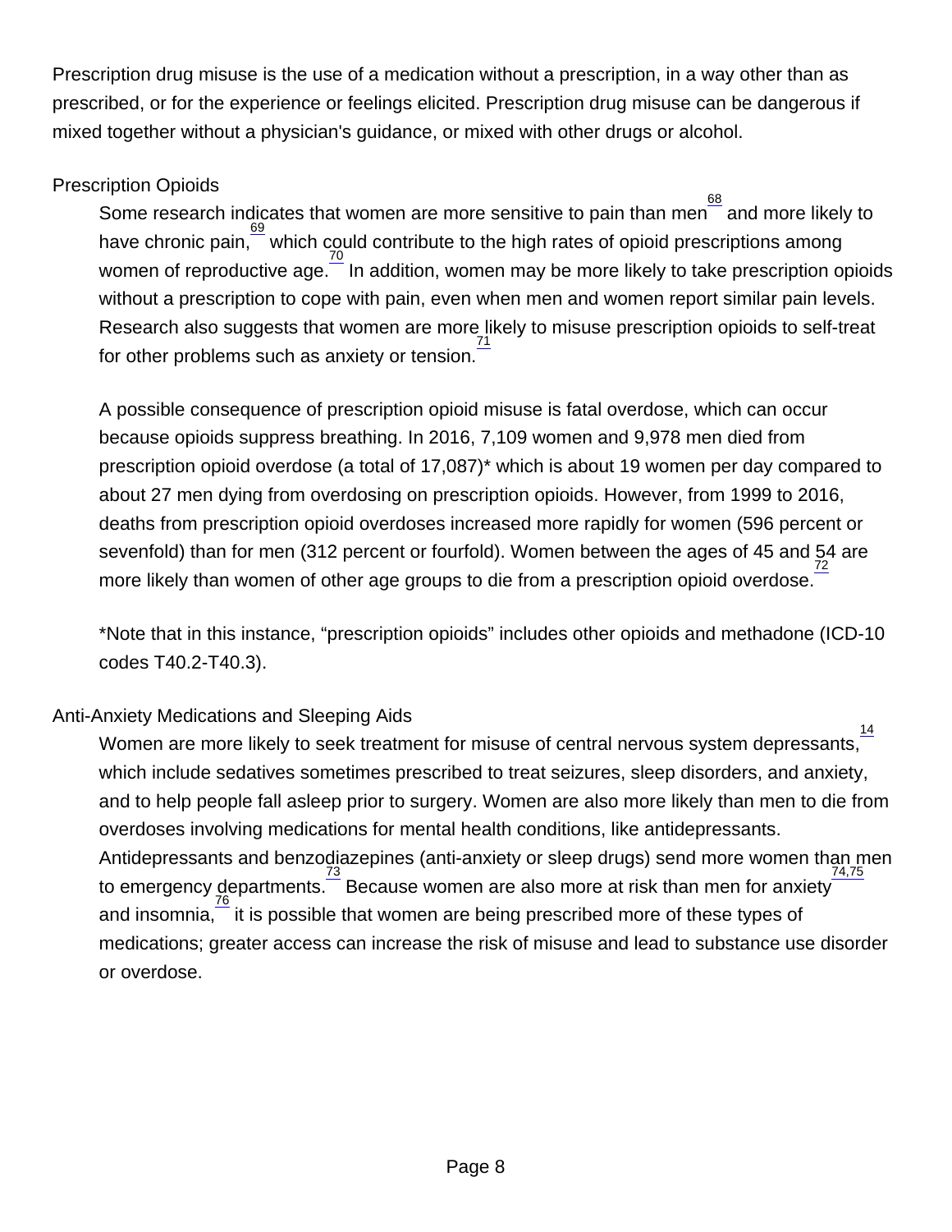Prescription drug misuse is the use of a medication without a prescription, in a way other than as prescribed, or for the experience or feelings elicited. Prescription drug misuse can be dangerous if mixed together without a physician's guidance, or mixed with other drugs or alcohol.

## Prescription Opioids

Some research indicates that women are more sensitive to pain than men[68] and more likely to have chronic pain,[69] which could contribute to the high rates of opioid prescriptions among women of reproductive age.[70] In addition, women may be more likely to take prescription opioids without a prescription to cope with pain, even when men and women report similar pain levels. Research also suggests that women are more likely to misuse prescription opioids to self-treat for other problems such as anxiety or tension.[71]

A possible consequence of prescription opioid misuse is fatal overdose, which can occur because opioids suppress breathing. In 2016, 7,109 women and 9,978 men died from prescription opioid overdose (a total of 17,087)* which is about 19 women per day compared to about 27 men dying from overdosing on prescription opioids. However, from 1999 to 2016, deaths from prescription opioid overdoses increased more rapidly for women (596 percent or sevenfold) than for men (312 percent or fourfold). Women between the ages of 45 and 54 are more likely than women of other age groups to die from a prescription opioid overdose.[72]

*Note that in this instance, "prescription opioids" includes other opioids and methadone (ICD-10 codes T40.2-T40.3).

## Anti-Anxiety Medications and Sleeping Aids

Women are more likely to seek treatment for misuse of central nervous system depressants,[14] which include sedatives sometimes prescribed to treat seizures, sleep disorders, and anxiety, and to help people fall asleep prior to surgery. Women are also more likely than men to die from overdoses involving medications for mental health conditions, like antidepressants. Antidepressants and benzodiazepines (anti-anxiety or sleep drugs) send more women than men to emergency departments.[73] Because women are also more at risk than men for anxiety[74,75] and insomnia,[76] it is possible that women are being prescribed more of these types of medications; greater access can increase the risk of misuse and lead to substance use disorder or overdose.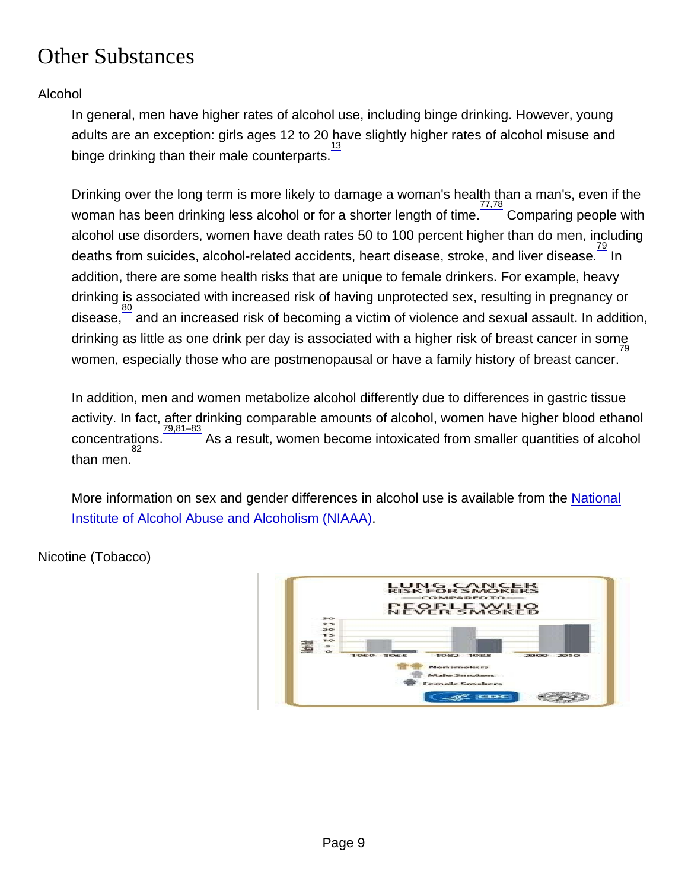# Other Substances

## Alcohol

In general, men have higher rates of alcohol use, including binge drinking. However, young adults are an exception: girls ages 12 to 20 have slightly higher rates of alcohol misuse and binge drinking than their male counterparts.[13]

Drinking over the long term is more likely to damage a woman's health than a man's, even if the woman has been drinking less alcohol or for a shorter length of time.[77,78] Comparing people with alcohol use disorders, women have death rates 50 to 100 percent higher than do men, including deaths from suicides, alcohol-related accidents, heart disease, stroke, and liver disease.[79] In addition, there are some health risks that are unique to female drinkers. For example, heavy drinking is associated with increased risk of having unprotected sex, resulting in pregnancy or disease,[80] and an increased risk of becoming a victim of violence and sexual assault. In addition, drinking as little as one drink per day is associated with a higher risk of breast cancer in some women, especially those who are postmenopausal or have a family history of breast cancer.[79]

In addition, men and women metabolize alcohol differently due to differences in gastric tissue activity. In fact, after drinking comparable amounts of alcohol, women have higher blood ethanol concentrations.[79,81–83] As a result, women become intoxicated from smaller quantities of alcohol than men.[82]

More information on sex and gender differences in alcohol use is available from the National Institute of Alcohol Abuse and Alcoholism (NIAAA).

## Nicotine (Tobacco)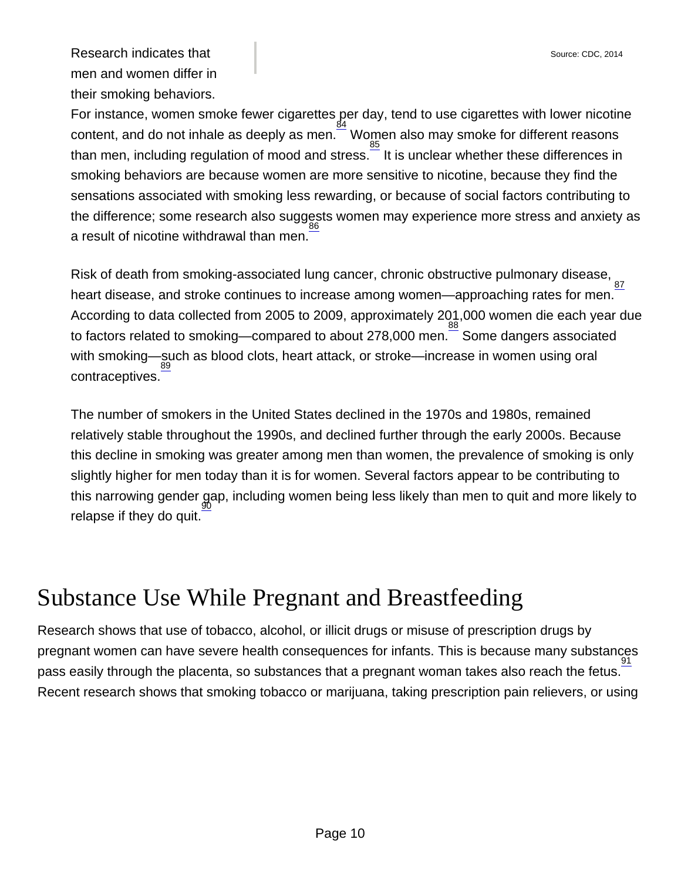Research indicates that men and women differ in their smoking behaviors.

Source: CDC, 2014

For instance, women smoke fewer cigarettes per day, tend to use cigarettes with lower nicotine content, and do not inhale as deeply as men.[84] Women also may smoke for different reasons than men, including regulation of mood and stress.[85] It is unclear whether these differences in smoking behaviors are because women are more sensitive to nicotine, because they find the sensations associated with smoking less rewarding, or because of social factors contributing to the difference; some research also suggests women may experience more stress and anxiety as a result of nicotine withdrawal than men.[86]

Risk of death from smoking-associated lung cancer, chronic obstructive pulmonary disease, heart disease, and stroke continues to increase among women—approaching rates for men.[87] According to data collected from 2005 to 2009, approximately 201,000 women die each year due to factors related to smoking—compared to about 278,000 men.[88] Some dangers associated with smoking—such as blood clots, heart attack, or stroke—increase in women using oral contraceptives.[89]

The number of smokers in the United States declined in the 1970s and 1980s, remained relatively stable throughout the 1990s, and declined further through the early 2000s. Because this decline in smoking was greater among men than women, the prevalence of smoking is only slightly higher for men today than it is for women. Several factors appear to be contributing to this narrowing gender gap, including women being less likely than men to quit and more likely to relapse if they do quit.[90]

# Substance Use While Pregnant and Breastfeeding

Research shows that use of tobacco, alcohol, or illicit drugs or misuse of prescription drugs by pregnant women can have severe health consequences for infants. This is because many substances pass easily through the placenta, so substances that a pregnant woman takes also reach the fetus.[91] Recent research shows that smoking tobacco or marijuana, taking prescription pain relievers, or using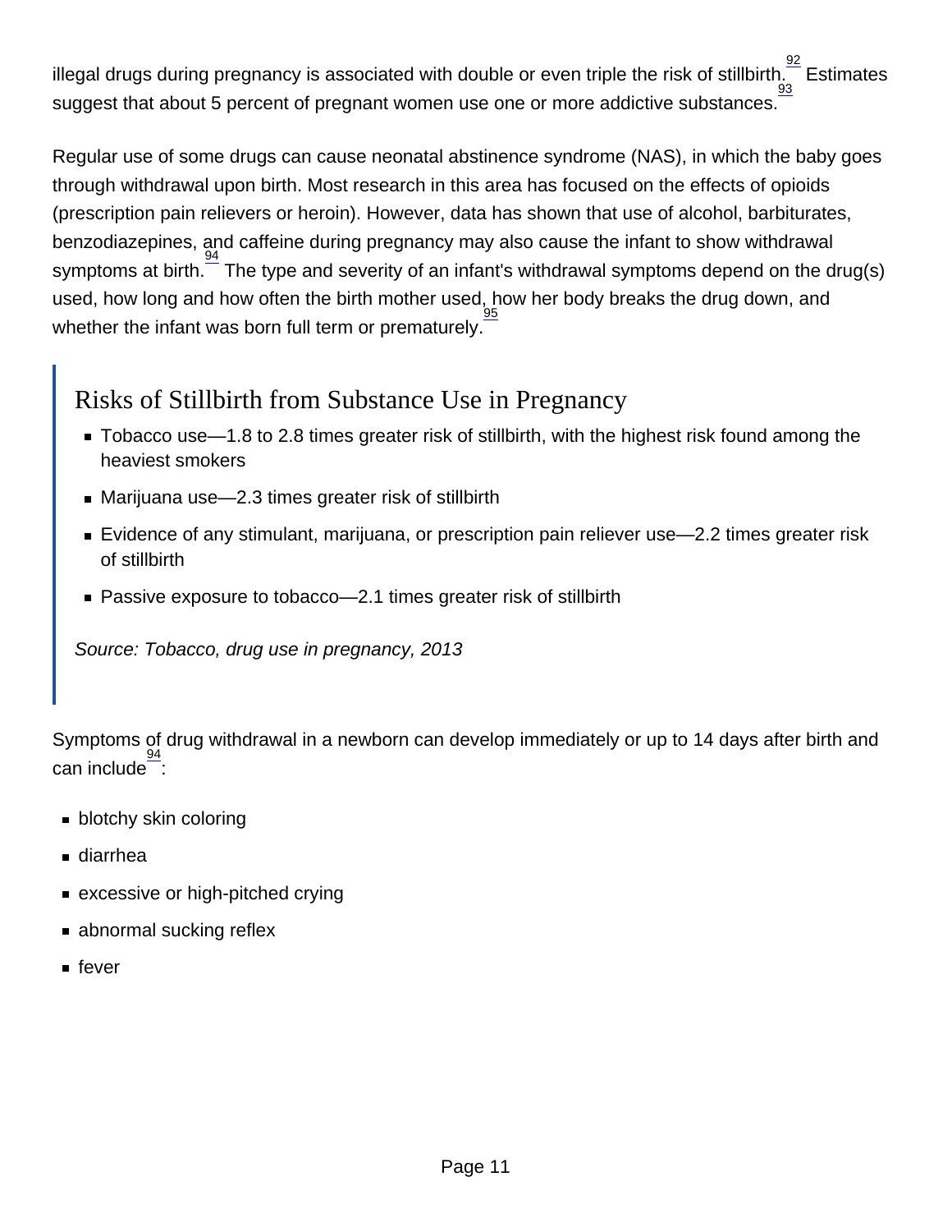illegal drugs during pregnancy is associated with double or even triple the risk of stillbirth.[92] Estimates suggest that about 5 percent of pregnant women use one or more addictive substances.[93]

Regular use of some drugs can cause neonatal abstinence syndrome (NAS), in which the baby goes through withdrawal upon birth. Most research in this area has focused on the effects of opioids (prescription pain relievers or heroin). However, data has shown that use of alcohol, barbiturates, benzodiazepines, and caffeine during pregnancy may also cause the infant to show withdrawal symptoms at birth.[94] The type and severity of an infant's withdrawal symptoms depend on the drug(s) used, how long and how often the birth mother used, how her body breaks the drug down, and whether the infant was born full term or prematurely.[95]

> ### Risks of Stillbirth from Substance Use in Pregnancy
>
> - Tobacco use—1.8 to 2.8 times greater risk of stillbirth, with the highest risk found among the heaviest smokers
> - Marijuana use—2.3 times greater risk of stillbirth
> - Evidence of any stimulant, marijuana, or prescription pain reliever use—2.2 times greater risk of stillbirth
> - Passive exposure to tobacco—2.1 times greater risk of stillbirth
>
> *Source: Tobacco, drug use in pregnancy, 2013*

Symptoms of drug withdrawal in a newborn can develop immediately or up to 14 days after birth and can include[94]:

- blotchy skin coloring
- diarrhea
- excessive or high-pitched crying
- abnormal sucking reflex
- fever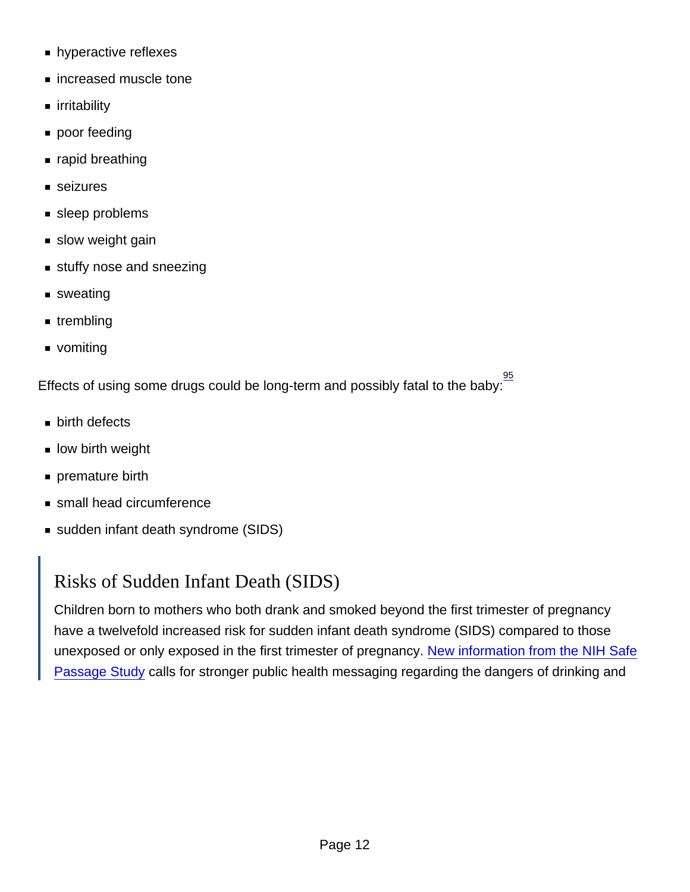- hyperactive reflexes
- increased muscle tone
- irritability
- poor feeding
- rapid breathing
- seizures
- sleep problems
- slow weight gain
- stuffy nose and sneezing
- sweating
- trembling
- vomiting

Effects of using some drugs could be long-term and possibly fatal to the baby:[95]

- birth defects
- low birth weight
- premature birth
- small head circumference
- sudden infant death syndrome (SIDS)

> ## Risks of Sudden Infant Death (SIDS)
>
> Children born to mothers who both drank and smoked beyond the first trimester of pregnancy have a twelvefold increased risk for sudden infant death syndrome (SIDS) compared to those unexposed or only exposed in the first trimester of pregnancy. New information from the NIH Safe Passage Study calls for stronger public health messaging regarding the dangers of drinking and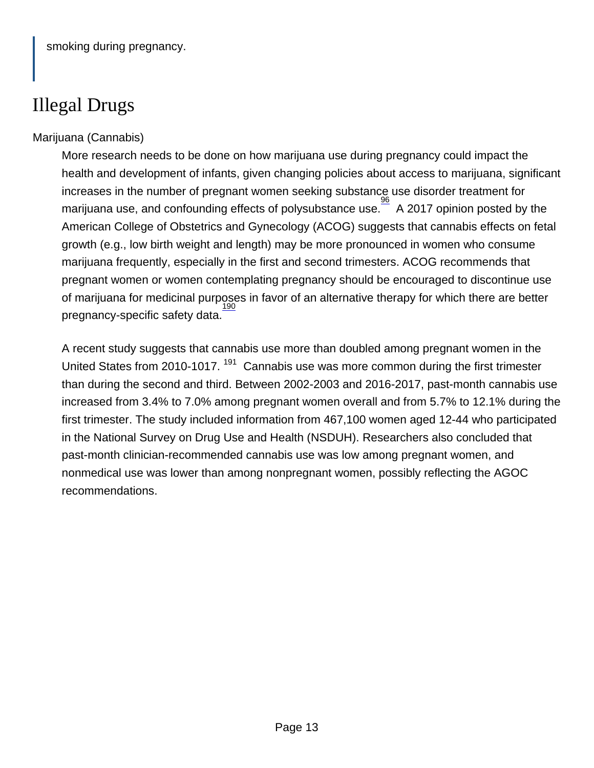smoking during pregnancy.

## Illegal Drugs

Marijuana (Cannabis)

More research needs to be done on how marijuana use during pregnancy could impact the health and development of infants, given changing policies about access to marijuana, significant increases in the number of pregnant women seeking substance use disorder treatment for marijuana use, and confounding effects of polysubstance use.[96] A 2017 opinion posted by the American College of Obstetrics and Gynecology (ACOG) suggests that cannabis effects on fetal growth (e.g., low birth weight and length) may be more pronounced in women who consume marijuana frequently, especially in the first and second trimesters. ACOG recommends that pregnant women or women contemplating pregnancy should be encouraged to discontinue use of marijuana for medicinal purposes in favor of an alternative therapy for which there are better pregnancy-specific safety data.[190]

A recent study suggests that cannabis use more than doubled among pregnant women in the United States from 2010-1017.[191] Cannabis use was more common during the first trimester than during the second and third. Between 2002-2003 and 2016-2017, past-month cannabis use increased from 3.4% to 7.0% among pregnant women overall and from 5.7% to 12.1% during the first trimester. The study included information from 467,100 women aged 12-44 who participated in the National Survey on Drug Use and Health (NSDUH). Researchers also concluded that past-month clinician-recommended cannabis use was low among pregnant women, and nonmedical use was lower than among nonpregnant women, possibly reflecting the AGOC recommendations.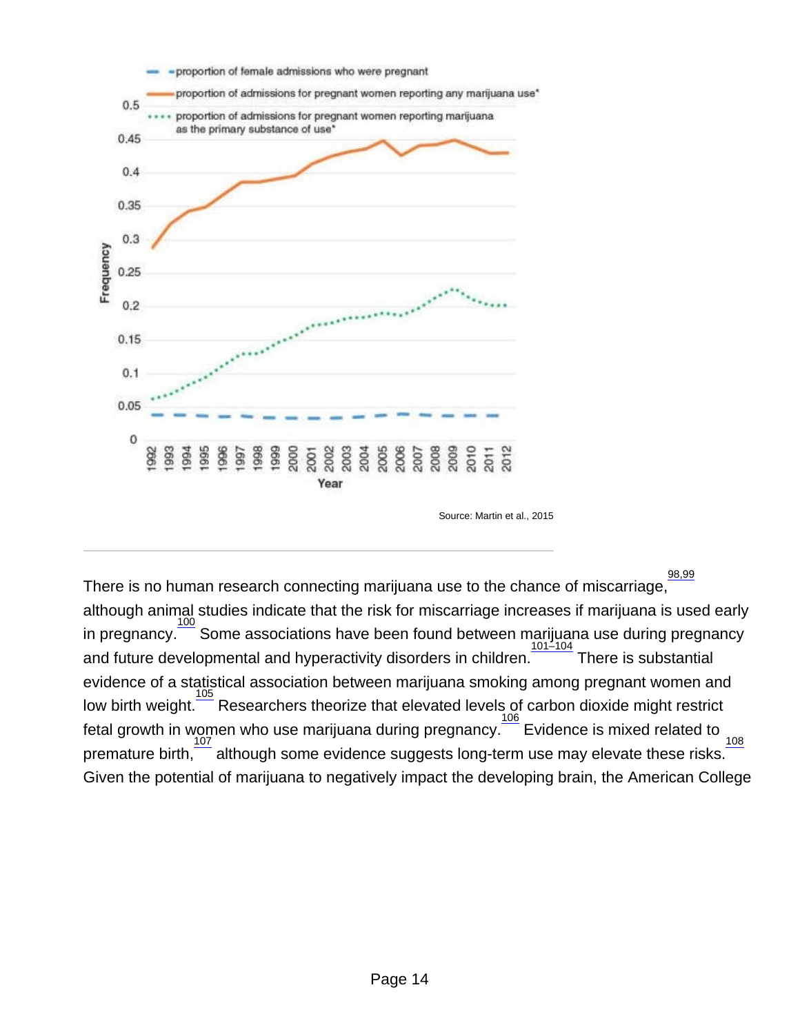Source: Martin et al., 2015

There is no human research connecting marijuana use to the chance of miscarriage,[98,99] although animal studies indicate that the risk for miscarriage increases if marijuana is used early in pregnancy.[100] Some associations have been found between marijuana use during pregnancy and future developmental and hyperactivity disorders in children.[101–104] There is substantial evidence of a statistical association between marijuana smoking among pregnant women and low birth weight.[105] Researchers theorize that elevated levels of carbon dioxide might restrict fetal growth in women who use marijuana during pregnancy.[106] Evidence is mixed related to premature birth,[107] although some evidence suggests long-term use may elevate these risks.[108] Given the potential of marijuana to negatively impact the developing brain, the American College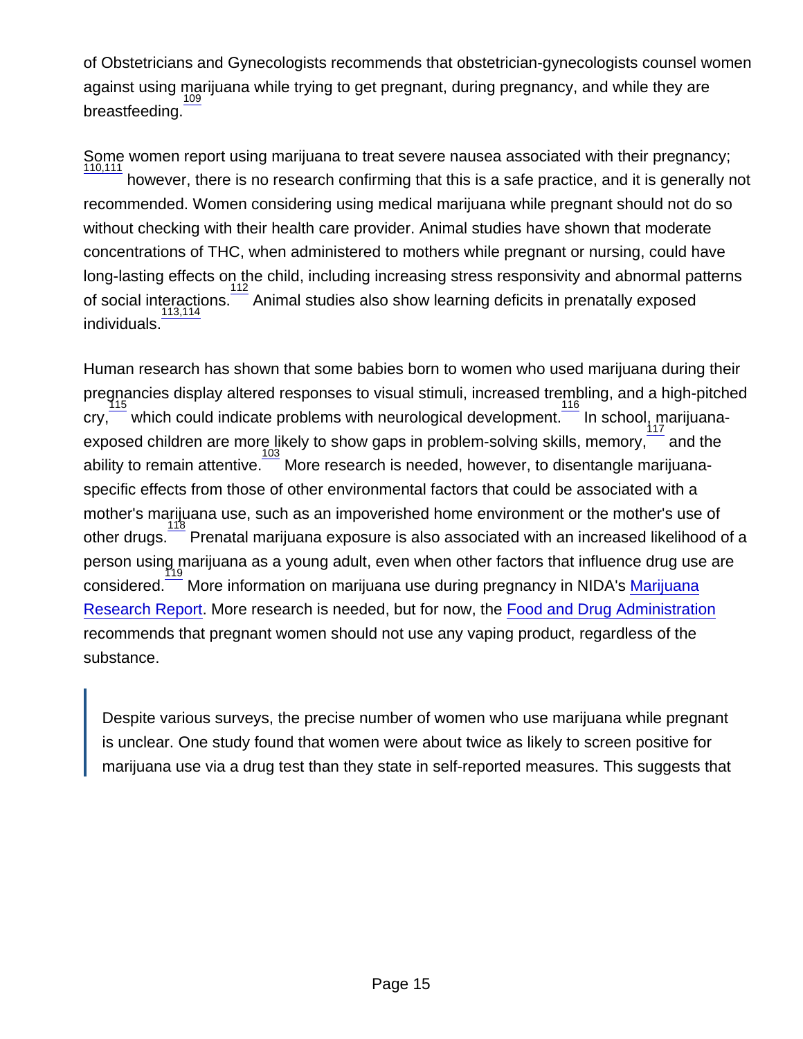of Obstetricians and Gynecologists recommends that obstetrician-gynecologists counsel women against using marijuana while trying to get pregnant, during pregnancy, and while they are breastfeeding.[109]

Some women report using marijuana to treat severe nausea associated with their pregnancy;[110,111] however, there is no research confirming that this is a safe practice, and it is generally not recommended. Women considering using medical marijuana while pregnant should not do so without checking with their health care provider. Animal studies have shown that moderate concentrations of THC, when administered to mothers while pregnant or nursing, could have long-lasting effects on the child, including increasing stress responsivity and abnormal patterns of social interactions.[112] Animal studies also show learning deficits in prenatally exposed individuals.[113,114]

Human research has shown that some babies born to women who used marijuana during their pregnancies display altered responses to visual stimuli, increased trembling, and a high-pitched cry,[115] which could indicate problems with neurological development.[116] In school, marijuana-exposed children are more likely to show gaps in problem-solving skills, memory,[117] and the ability to remain attentive.[103] More research is needed, however, to disentangle marijuana-specific effects from those of other environmental factors that could be associated with a mother's marijuana use, such as an impoverished home environment or the mother's use of other drugs.[118] Prenatal marijuana exposure is also associated with an increased likelihood of a person using marijuana as a young adult, even when other factors that influence drug use are considered.[119] More information on marijuana use during pregnancy in NIDA's Marijuana Research Report. More research is needed, but for now, the Food and Drug Administration recommends that pregnant women should not use any vaping product, regardless of the substance.

> Despite various surveys, the precise number of women who use marijuana while pregnant is unclear. One study found that women were about twice as likely to screen positive for marijuana use via a drug test than they state in self-reported measures. This suggests that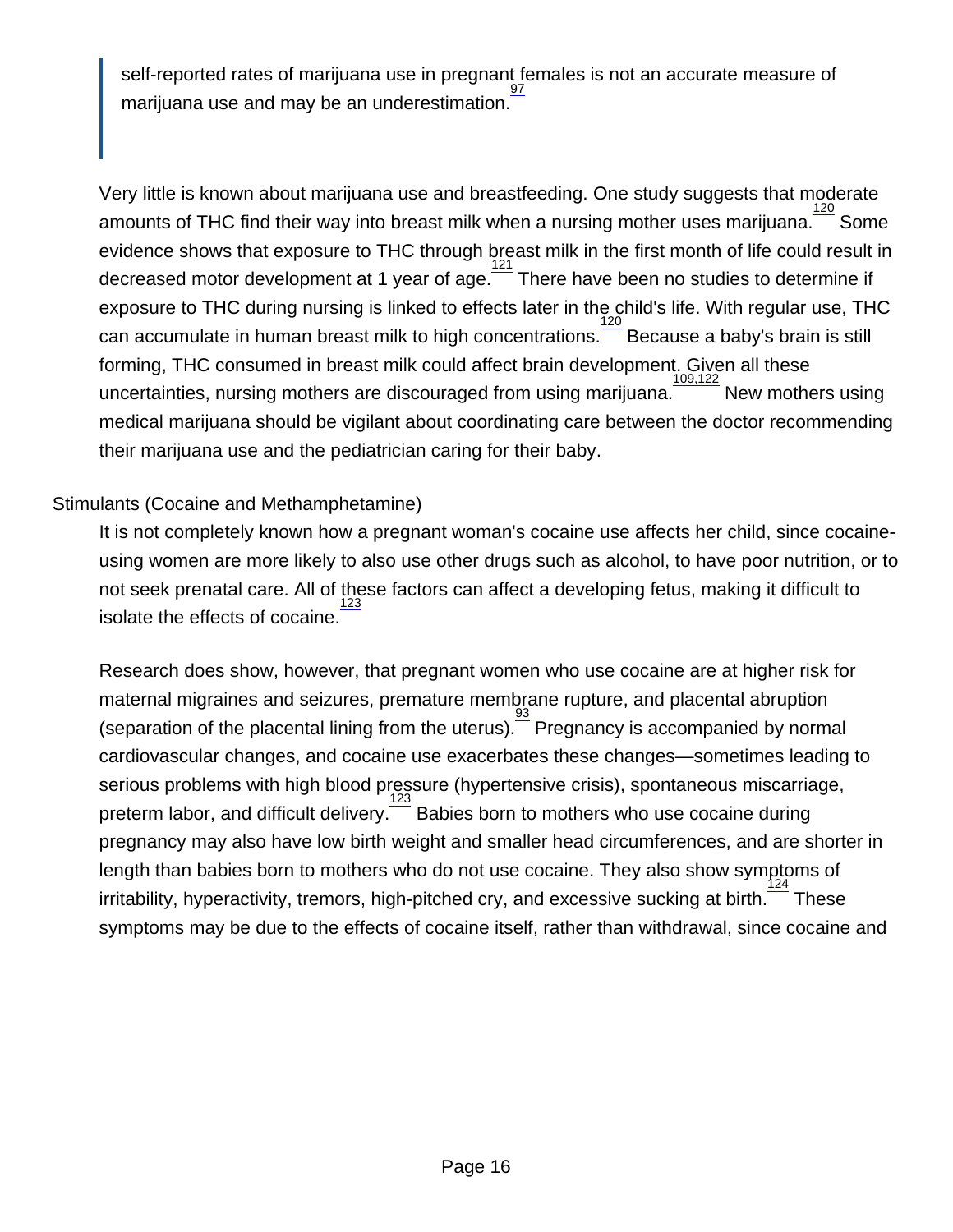> self-reported rates of marijuana use in pregnant females is not an accurate measure of marijuana use and may be an underestimation.[97]

Very little is known about marijuana use and breastfeeding. One study suggests that moderate amounts of THC find their way into breast milk when a nursing mother uses marijuana.[120] Some evidence shows that exposure to THC through breast milk in the first month of life could result in decreased motor development at 1 year of age.[121] There have been no studies to determine if exposure to THC during nursing is linked to effects later in the child's life. With regular use, THC can accumulate in human breast milk to high concentrations.[120] Because a baby's brain is still forming, THC consumed in breast milk could affect brain development. Given all these uncertainties, nursing mothers are discouraged from using marijuana.[109,122] New mothers using medical marijuana should be vigilant about coordinating care between the doctor recommending their marijuana use and the pediatrician caring for their baby.

## Stimulants (Cocaine and Methamphetamine)

It is not completely known how a pregnant woman's cocaine use affects her child, since cocaine-using women are more likely to also use other drugs such as alcohol, to have poor nutrition, or to not seek prenatal care. All of these factors can affect a developing fetus, making it difficult to isolate the effects of cocaine.[123]

Research does show, however, that pregnant women who use cocaine are at higher risk for maternal migraines and seizures, premature membrane rupture, and placental abruption (separation of the placental lining from the uterus).[93] Pregnancy is accompanied by normal cardiovascular changes, and cocaine use exacerbates these changes—sometimes leading to serious problems with high blood pressure (hypertensive crisis), spontaneous miscarriage, preterm labor, and difficult delivery.[123] Babies born to mothers who use cocaine during pregnancy may also have low birth weight and smaller head circumferences, and are shorter in length than babies born to mothers who do not use cocaine. They also show symptoms of irritability, hyperactivity, tremors, high-pitched cry, and excessive sucking at birth.[124] These symptoms may be due to the effects of cocaine itself, rather than withdrawal, since cocaine and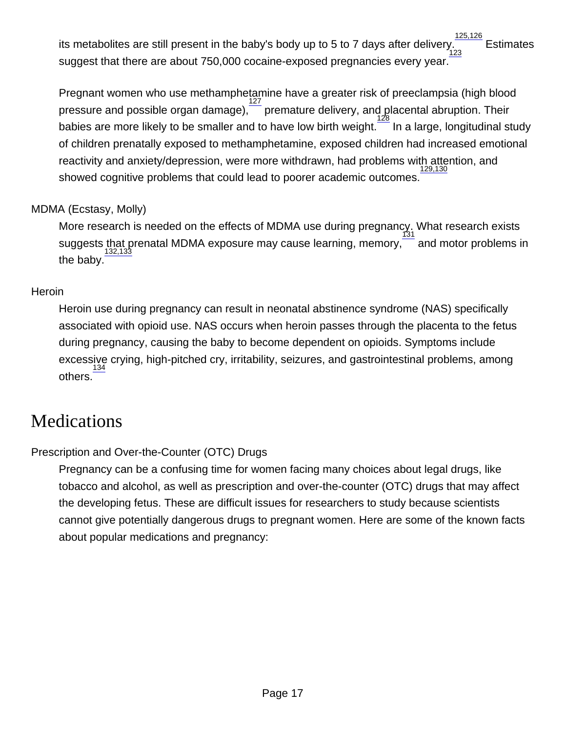its metabolites are still present in the baby's body up to 5 to 7 days after delivery.[125,126] Estimates suggest that there are about 750,000 cocaine-exposed pregnancies every year.[123]

Pregnant women who use methamphetamine have a greater risk of preeclampsia (high blood pressure and possible organ damage),[127] premature delivery, and placental abruption. Their babies are more likely to be smaller and to have low birth weight.[128] In a large, longitudinal study of children prenatally exposed to methamphetamine, exposed children had increased emotional reactivity and anxiety/depression, were more withdrawn, had problems with attention, and showed cognitive problems that could lead to poorer academic outcomes.[129,130]

MDMA (Ecstasy, Molly)

More research is needed on the effects of MDMA use during pregnancy. What research exists suggests that prenatal MDMA exposure may cause learning, memory,[131] and motor problems in the baby.[132,133]

Heroin

Heroin use during pregnancy can result in neonatal abstinence syndrome (NAS) specifically associated with opioid use. NAS occurs when heroin passes through the placenta to the fetus during pregnancy, causing the baby to become dependent on opioids. Symptoms include excessive crying, high-pitched cry, irritability, seizures, and gastrointestinal problems, among others.[134]

# Medications

Prescription and Over-the-Counter (OTC) Drugs

Pregnancy can be a confusing time for women facing many choices about legal drugs, like tobacco and alcohol, as well as prescription and over-the-counter (OTC) drugs that may affect the developing fetus. These are difficult issues for researchers to study because scientists cannot give potentially dangerous drugs to pregnant women. Here are some of the known facts about popular medications and pregnancy: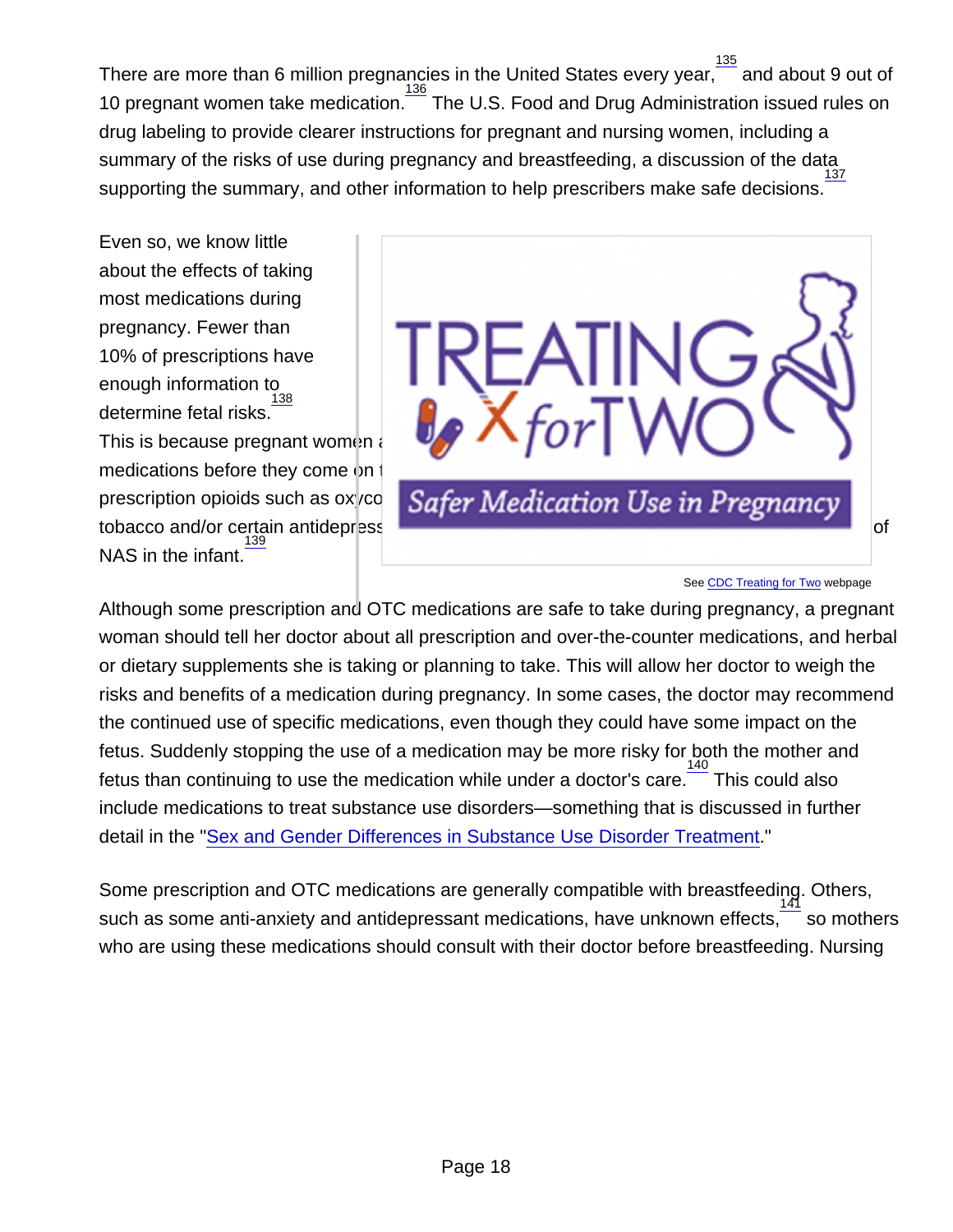There are more than 6 million pregnancies in the United States every year,[135] and about 9 out of 10 pregnant women take medication.[136] The U.S. Food and Drug Administration issued rules on drug labeling to provide clearer instructions for pregnant and nursing women, including a summary of the risks of use during pregnancy and breastfeeding, a discussion of the data supporting the summary, and other information to help prescribers make safe decisions.[137]

Even so, we know little about the effects of taking most medications during pregnancy. Fewer than 10% of prescriptions have enough information to determine fetal risks.[138] This is because pregnant women a medications before they come on t prescription opioids such as oxyco tobacco and/or certain antidepress of NAS in the infant.[139]

See CDC Treating for Two webpage

Although some prescription and OTC medications are safe to take during pregnancy, a pregnant woman should tell her doctor about all prescription and over-the-counter medications, and herbal or dietary supplements she is taking or planning to take. This will allow her doctor to weigh the risks and benefits of a medication during pregnancy. In some cases, the doctor may recommend the continued use of specific medications, even though they could have some impact on the fetus. Suddenly stopping the use of a medication may be more risky for both the mother and fetus than continuing to use the medication while under a doctor's care.[140] This could also include medications to treat substance use disorders—something that is discussed in further detail in the "Sex and Gender Differences in Substance Use Disorder Treatment."

Some prescription and OTC medications are generally compatible with breastfeeding. Others, such as some anti-anxiety and antidepressant medications, have unknown effects,[141] so mothers who are using these medications should consult with their doctor before breastfeeding. Nursing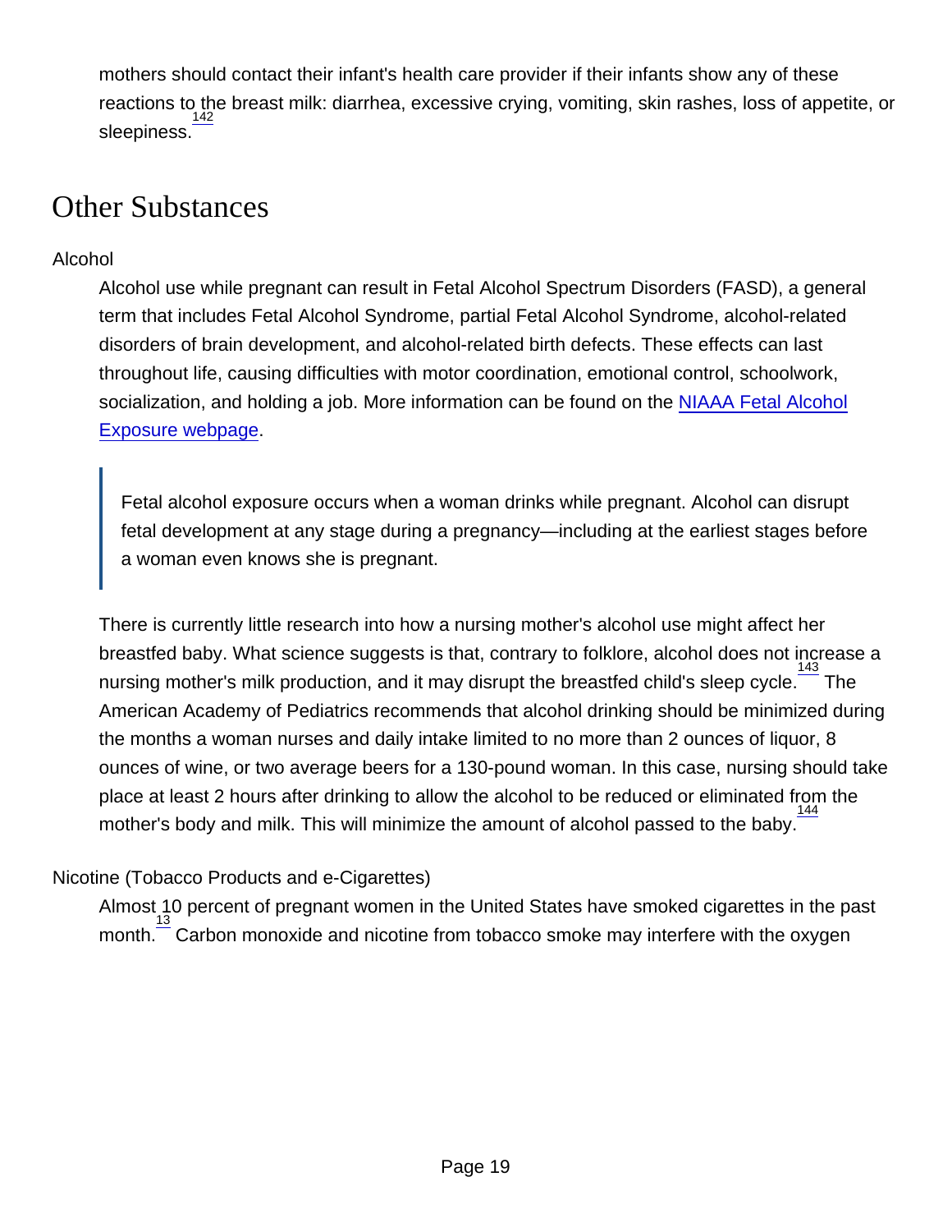mothers should contact their infant's health care provider if their infants show any of these reactions to the breast milk: diarrhea, excessive crying, vomiting, skin rashes, loss of appetite, or sleepiness.[142]

## Other Substances

### Alcohol

Alcohol use while pregnant can result in Fetal Alcohol Spectrum Disorders (FASD), a general term that includes Fetal Alcohol Syndrome, partial Fetal Alcohol Syndrome, alcohol-related disorders of brain development, and alcohol-related birth defects. These effects can last throughout life, causing difficulties with motor coordination, emotional control, schoolwork, socialization, and holding a job. More information can be found on the NIAAA Fetal Alcohol Exposure webpage.

> Fetal alcohol exposure occurs when a woman drinks while pregnant. Alcohol can disrupt fetal development at any stage during a pregnancy—including at the earliest stages before a woman even knows she is pregnant.

There is currently little research into how a nursing mother's alcohol use might affect her breastfed baby. What science suggests is that, contrary to folklore, alcohol does not increase a nursing mother's milk production, and it may disrupt the breastfed child's sleep cycle.[143] The American Academy of Pediatrics recommends that alcohol drinking should be minimized during the months a woman nurses and daily intake limited to no more than 2 ounces of liquor, 8 ounces of wine, or two average beers for a 130-pound woman. In this case, nursing should take place at least 2 hours after drinking to allow the alcohol to be reduced or eliminated from the mother's body and milk. This will minimize the amount of alcohol passed to the baby.[144]

### Nicotine (Tobacco Products and e-Cigarettes)

Almost 10 percent of pregnant women in the United States have smoked cigarettes in the past month.[13] Carbon monoxide and nicotine from tobacco smoke may interfere with the oxygen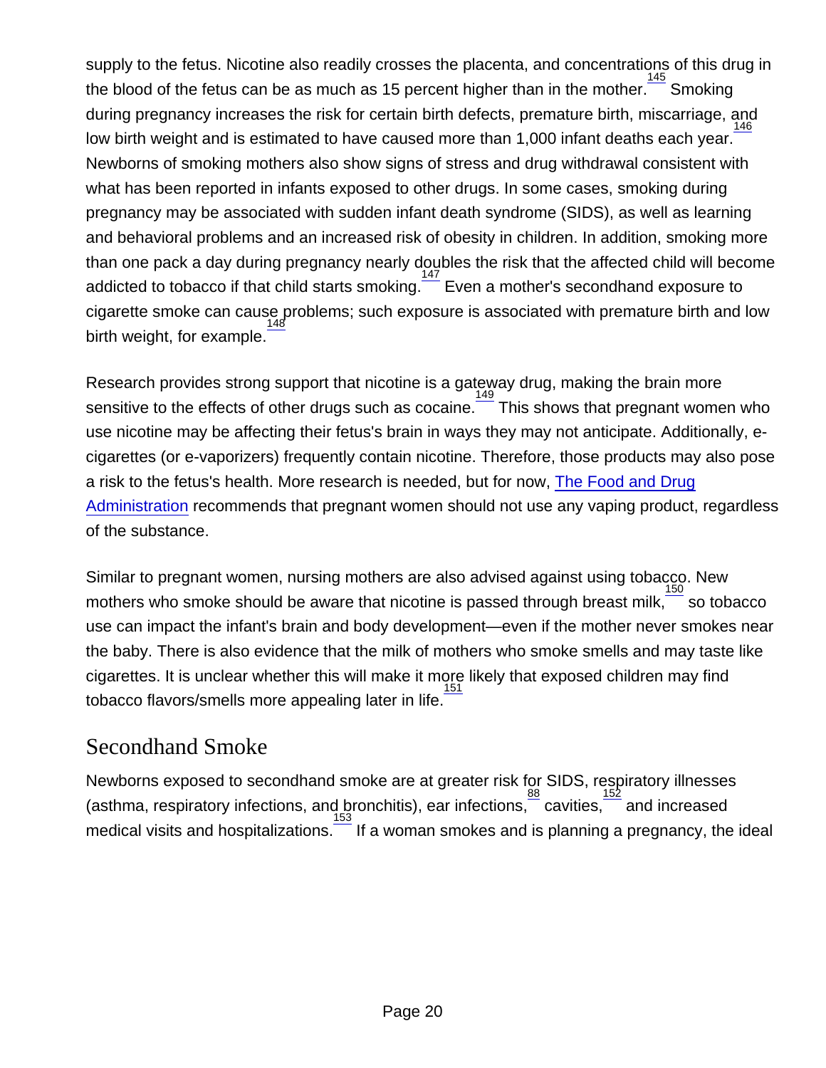supply to the fetus. Nicotine also readily crosses the placenta, and concentrations of this drug in the blood of the fetus can be as much as 15 percent higher than in the mother.[145] Smoking during pregnancy increases the risk for certain birth defects, premature birth, miscarriage, and low birth weight and is estimated to have caused more than 1,000 infant deaths each year.[146] Newborns of smoking mothers also show signs of stress and drug withdrawal consistent with what has been reported in infants exposed to other drugs. In some cases, smoking during pregnancy may be associated with sudden infant death syndrome (SIDS), as well as learning and behavioral problems and an increased risk of obesity in children. In addition, smoking more than one pack a day during pregnancy nearly doubles the risk that the affected child will become addicted to tobacco if that child starts smoking.[147] Even a mother's secondhand exposure to cigarette smoke can cause problems; such exposure is associated with premature birth and low birth weight, for example.[148]

Research provides strong support that nicotine is a gateway drug, making the brain more sensitive to the effects of other drugs such as cocaine.[149] This shows that pregnant women who use nicotine may be affecting their fetus's brain in ways they may not anticipate. Additionally, e-cigarettes (or e-vaporizers) frequently contain nicotine. Therefore, those products may also pose a risk to the fetus's health. More research is needed, but for now, The Food and Drug Administration recommends that pregnant women should not use any vaping product, regardless of the substance.

Similar to pregnant women, nursing mothers are also advised against using tobacco. New mothers who smoke should be aware that nicotine is passed through breast milk,[150] so tobacco use can impact the infant's brain and body development—even if the mother never smokes near the baby. There is also evidence that the milk of mothers who smoke smells and may taste like cigarettes. It is unclear whether this will make it more likely that exposed children may find tobacco flavors/smells more appealing later in life.[151]

## Secondhand Smoke

Newborns exposed to secondhand smoke are at greater risk for SIDS, respiratory illnesses (asthma, respiratory infections, and bronchitis), ear infections,[88] cavities,[152] and increased medical visits and hospitalizations.[153] If a woman smokes and is planning a pregnancy, the ideal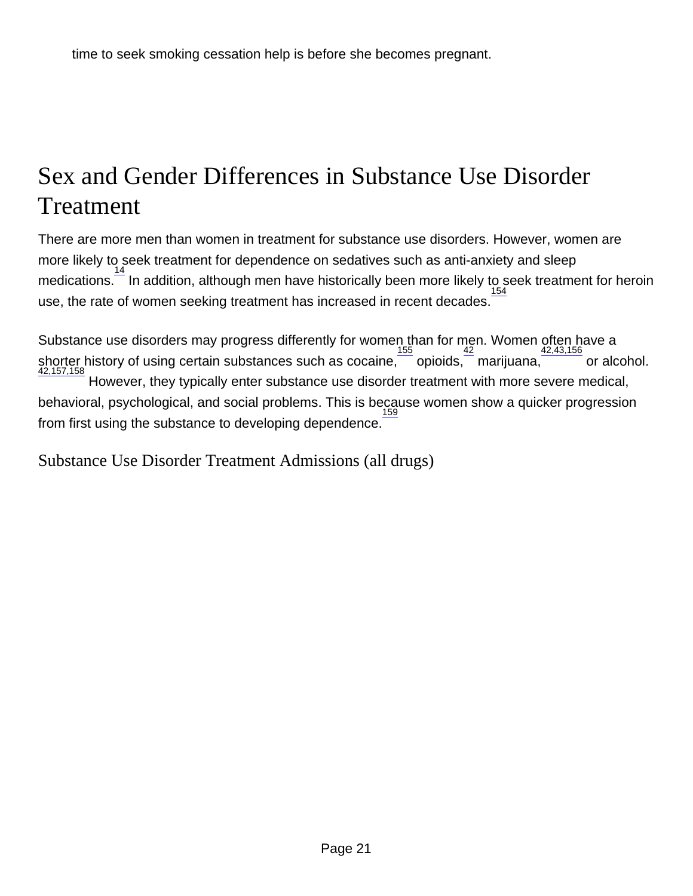time to seek smoking cessation help is before she becomes pregnant.

# Sex and Gender Differences in Substance Use Disorder Treatment

There are more men than women in treatment for substance use disorders. However, women are more likely to seek treatment for dependence on sedatives such as anti-anxiety and sleep medications.[14] In addition, although men have historically been more likely to seek treatment for heroin use, the rate of women seeking treatment has increased in recent decades.[154]

Substance use disorders may progress differently for women than for men. Women often have a shorter history of using certain substances such as cocaine,[155] opioids,[42] marijuana,[42,43,156] or alcohol.[42,157,158] However, they typically enter substance use disorder treatment with more severe medical, behavioral, psychological, and social problems. This is because women show a quicker progression from first using the substance to developing dependence.[159]

## Substance Use Disorder Treatment Admissions (all drugs)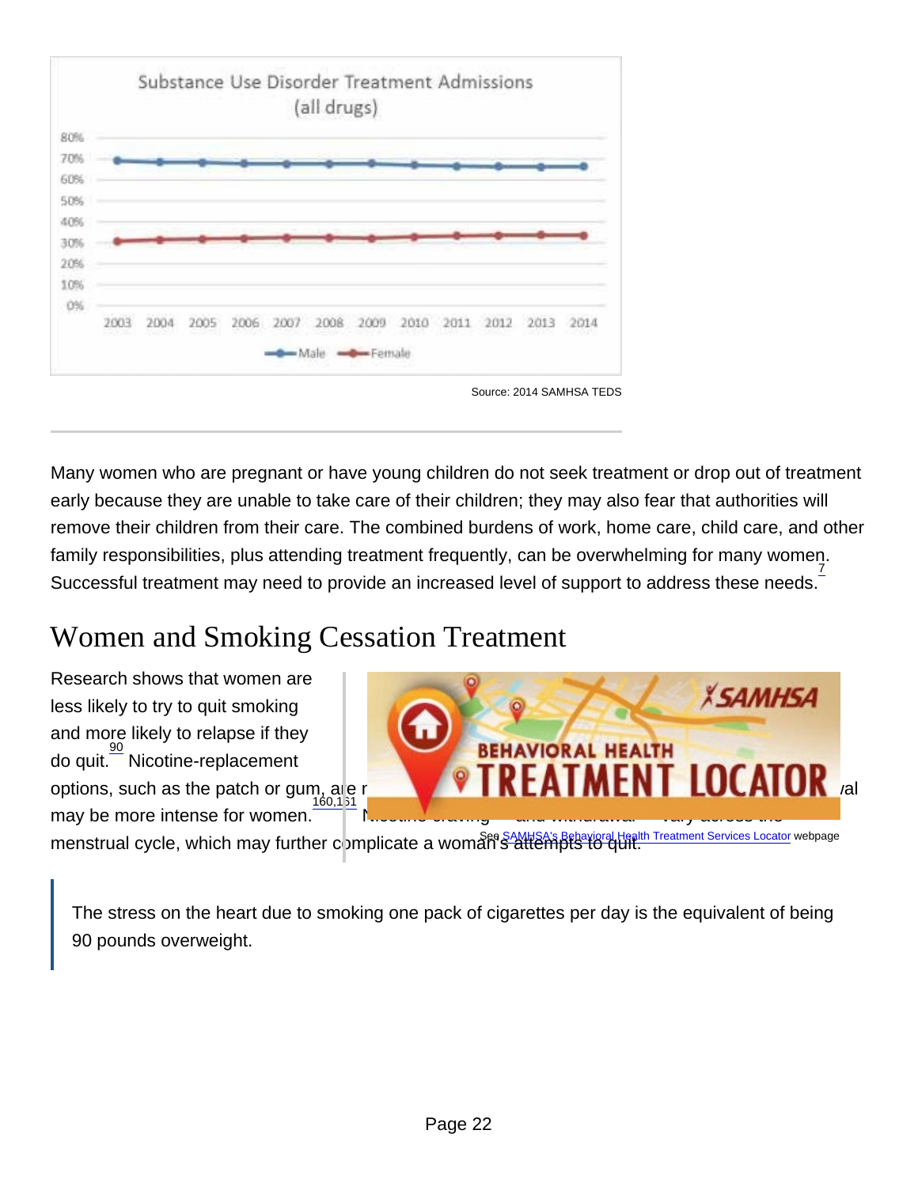Source: 2014 SAMHSA TEDS

Many women who are pregnant or have young children do not seek treatment or drop out of treatment early because they are unable to take care of their children; they may also fear that authorities will remove their children from their care. The combined burdens of work, home care, child care, and other family responsibilities, plus attending treatment frequently, can be overwhelming for many women. Successful treatment may need to provide an increased level of support to address these needs.[7]

## Women and Smoking Cessation Treatment

Research shows that women are less likely to try to quit smoking and more likely to relapse if they do quit.[90] Nicotine-replacement options, such as the patch or gum, are r... ...val may be more intense for women.[160,161] Nicotine craving ... and withdrawal ... vary across the menstrual cycle, which may further complicate a woman's attempts to quit.

See SAMHSA's Behavioral Health Treatment Services Locator webpage

> The stress on the heart due to smoking one pack of cigarettes per day is the equivalent of being 90 pounds overweight.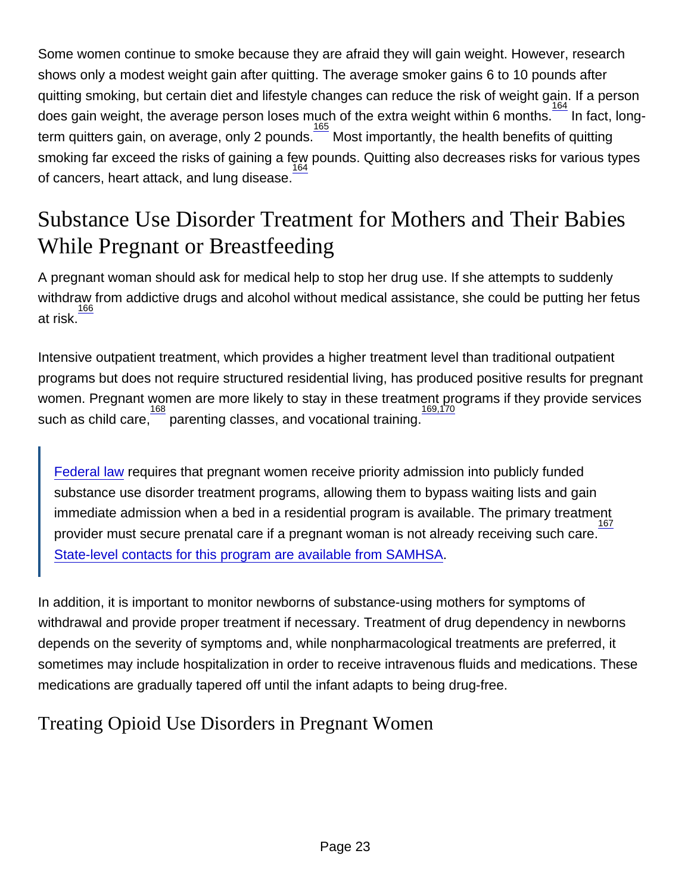Some women continue to smoke because they are afraid they will gain weight. However, research shows only a modest weight gain after quitting. The average smoker gains 6 to 10 pounds after quitting smoking, but certain diet and lifestyle changes can reduce the risk of weight gain. If a person does gain weight, the average person loses much of the extra weight within 6 months.[164] In fact, long-term quitters gain, on average, only 2 pounds.[165] Most importantly, the health benefits of quitting smoking far exceed the risks of gaining a few pounds. Quitting also decreases risks for various types of cancers, heart attack, and lung disease.[164]

## Substance Use Disorder Treatment for Mothers and Their Babies While Pregnant or Breastfeeding

A pregnant woman should ask for medical help to stop her drug use. If she attempts to suddenly withdraw from addictive drugs and alcohol without medical assistance, she could be putting her fetus at risk.[166]

Intensive outpatient treatment, which provides a higher treatment level than traditional outpatient programs but does not require structured residential living, has produced positive results for pregnant women. Pregnant women are more likely to stay in these treatment programs if they provide services such as child care,[168] parenting classes, and vocational training.[169,170]

> Federal law requires that pregnant women receive priority admission into publicly funded substance use disorder treatment programs, allowing them to bypass waiting lists and gain immediate admission when a bed in a residential program is available. The primary treatment provider must secure prenatal care if a pregnant woman is not already receiving such care.[167] State-level contacts for this program are available from SAMHSA.

In addition, it is important to monitor newborns of substance-using mothers for symptoms of withdrawal and provide proper treatment if necessary. Treatment of drug dependency in newborns depends on the severity of symptoms and, while nonpharmacological treatments are preferred, it sometimes may include hospitalization in order to receive intravenous fluids and medications. These medications are gradually tapered off until the infant adapts to being drug-free.

### Treating Opioid Use Disorders in Pregnant Women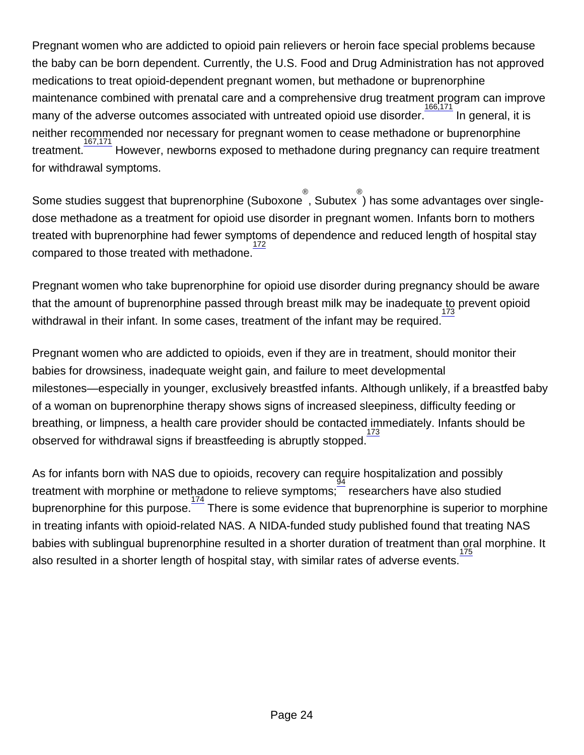Pregnant women who are addicted to opioid pain relievers or heroin face special problems because the baby can be born dependent. Currently, the U.S. Food and Drug Administration has not approved medications to treat opioid-dependent pregnant women, but methadone or buprenorphine maintenance combined with prenatal care and a comprehensive drug treatment program can improve many of the adverse outcomes associated with untreated opioid use disorder.[166,171] In general, it is neither recommended nor necessary for pregnant women to cease methadone or buprenorphine treatment.[167,171] However, newborns exposed to methadone during pregnancy can require treatment for withdrawal symptoms.

Some studies suggest that buprenorphine (Suboxone®, Subutex®) has some advantages over single-dose methadone as a treatment for opioid use disorder in pregnant women. Infants born to mothers treated with buprenorphine had fewer symptoms of dependence and reduced length of hospital stay compared to those treated with methadone.[172]

Pregnant women who take buprenorphine for opioid use disorder during pregnancy should be aware that the amount of buprenorphine passed through breast milk may be inadequate to prevent opioid withdrawal in their infant. In some cases, treatment of the infant may be required.[173]

Pregnant women who are addicted to opioids, even if they are in treatment, should monitor their babies for drowsiness, inadequate weight gain, and failure to meet developmental milestones—especially in younger, exclusively breastfed infants. Although unlikely, if a breastfed baby of a woman on buprenorphine therapy shows signs of increased sleepiness, difficulty feeding or breathing, or limpness, a health care provider should be contacted immediately. Infants should be observed for withdrawal signs if breastfeeding is abruptly stopped.[173]

As for infants born with NAS due to opioids, recovery can require hospitalization and possibly treatment with morphine or methadone to relieve symptoms;[94] researchers have also studied buprenorphine for this purpose.[174] There is some evidence that buprenorphine is superior to morphine in treating infants with opioid-related NAS. A NIDA-funded study published found that treating NAS babies with sublingual buprenorphine resulted in a shorter duration of treatment than oral morphine. It also resulted in a shorter length of hospital stay, with similar rates of adverse events.[175]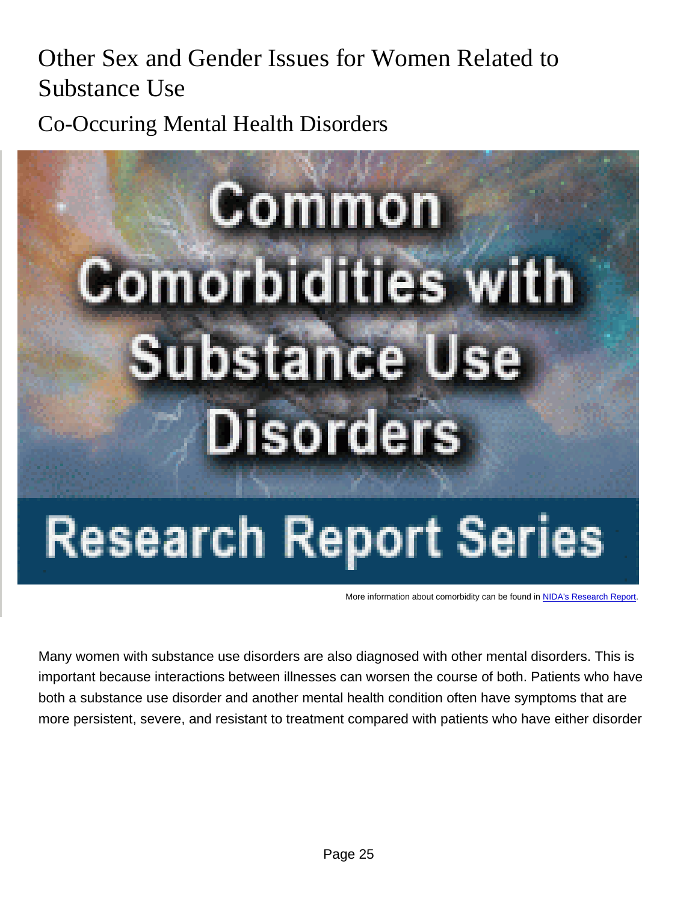# Other Sex and Gender Issues for Women Related to Substance Use

## Co-Occuring Mental Health Disorders

More information about comorbidity can be found in NIDA's Research Report.

Many women with substance use disorders are also diagnosed with other mental disorders. This is important because interactions between illnesses can worsen the course of both. Patients who have both a substance use disorder and another mental health condition often have symptoms that are more persistent, severe, and resistant to treatment compared with patients who have either disorder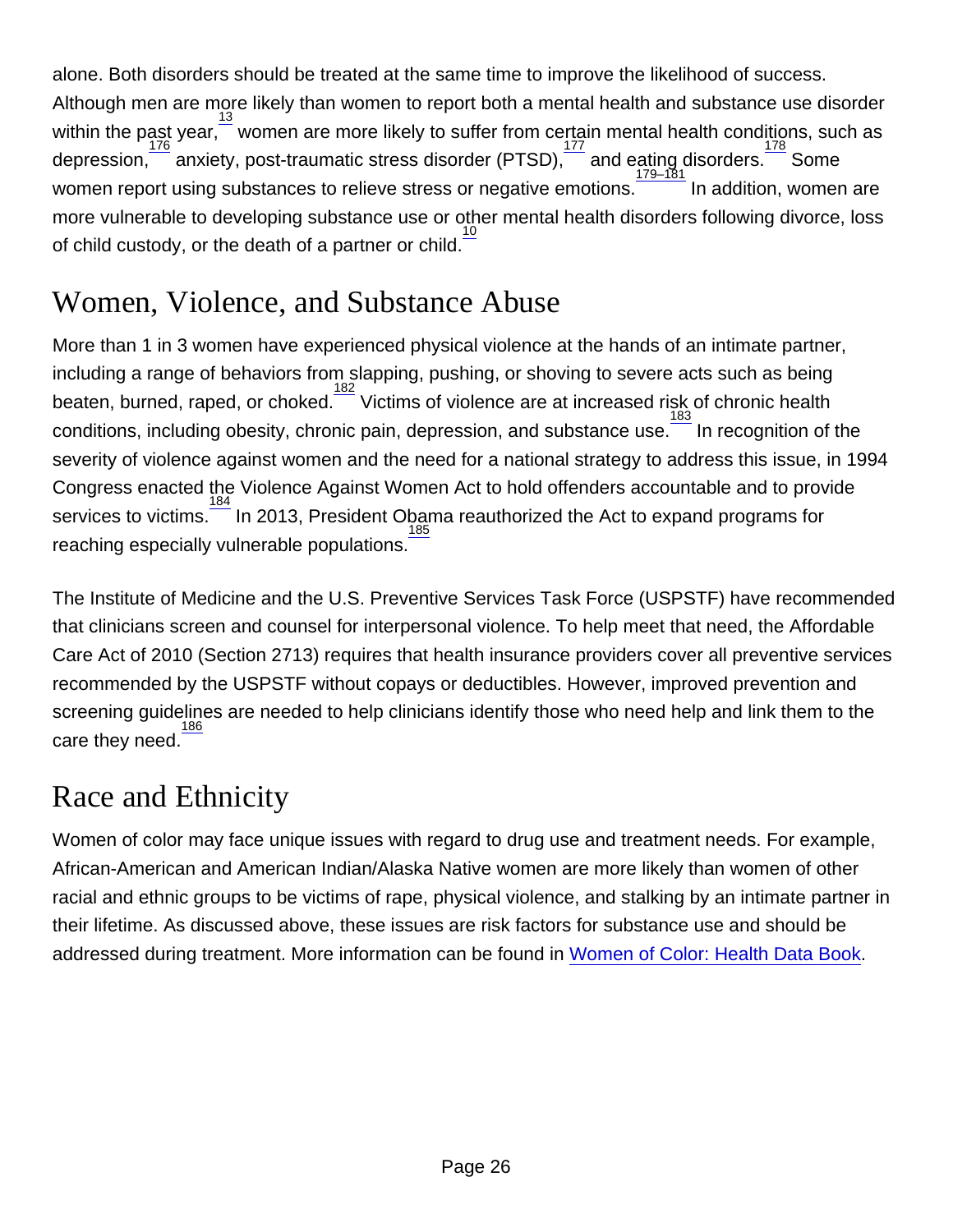alone. Both disorders should be treated at the same time to improve the likelihood of success. Although men are more likely than women to report both a mental health and substance use disorder within the past year,[13] women are more likely to suffer from certain mental health conditions, such as depression,[176] anxiety, post-traumatic stress disorder (PTSD),[177] and eating disorders.[178] Some women report using substances to relieve stress or negative emotions.[179–181] In addition, women are more vulnerable to developing substance use or other mental health disorders following divorce, loss of child custody, or the death of a partner or child.[10]

## Women, Violence, and Substance Abuse

More than 1 in 3 women have experienced physical violence at the hands of an intimate partner, including a range of behaviors from slapping, pushing, or shoving to severe acts such as being beaten, burned, raped, or choked.[182] Victims of violence are at increased risk of chronic health conditions, including obesity, chronic pain, depression, and substance use.[183] In recognition of the severity of violence against women and the need for a national strategy to address this issue, in 1994 Congress enacted the Violence Against Women Act to hold offenders accountable and to provide services to victims.[184] In 2013, President Obama reauthorized the Act to expand programs for reaching especially vulnerable populations.[185]

The Institute of Medicine and the U.S. Preventive Services Task Force (USPSTF) have recommended that clinicians screen and counsel for interpersonal violence. To help meet that need, the Affordable Care Act of 2010 (Section 2713) requires that health insurance providers cover all preventive services recommended by the USPSTF without copays or deductibles. However, improved prevention and screening guidelines are needed to help clinicians identify those who need help and link them to the care they need.[186]

## Race and Ethnicity

Women of color may face unique issues with regard to drug use and treatment needs. For example, African-American and American Indian/Alaska Native women are more likely than women of other racial and ethnic groups to be victims of rape, physical violence, and stalking by an intimate partner in their lifetime. As discussed above, these issues are risk factors for substance use and should be addressed during treatment. More information can be found in Women of Color: Health Data Book.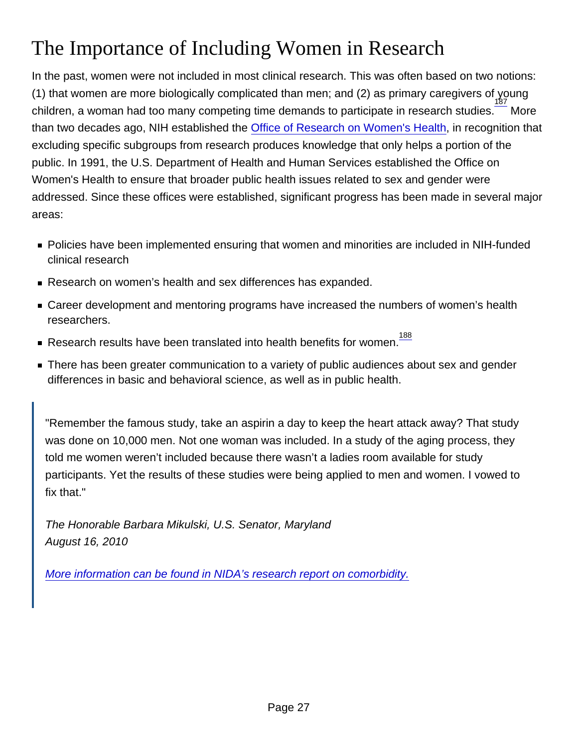# The Importance of Including Women in Research

In the past, women were not included in most clinical research. This was often based on two notions: (1) that women are more biologically complicated than men; and (2) as primary caregivers of young children, a woman had too many competing time demands to participate in research studies.[187] More than two decades ago, NIH established the Office of Research on Women's Health, in recognition that excluding specific subgroups from research produces knowledge that only helps a portion of the public. In 1991, the U.S. Department of Health and Human Services established the Office on Women's Health to ensure that broader public health issues related to sex and gender were addressed. Since these offices were established, significant progress has been made in several major areas:

- Policies have been implemented ensuring that women and minorities are included in NIH-funded clinical research
- Research on women's health and sex differences has expanded.
- Career development and mentoring programs have increased the numbers of women's health researchers.
- Research results have been translated into health benefits for women.[188]
- There has been greater communication to a variety of public audiences about sex and gender differences in basic and behavioral science, as well as in public health.

> "Remember the famous study, take an aspirin a day to keep the heart attack away? That study was done on 10,000 men. Not one woman was included. In a study of the aging process, they told me women weren't included because there wasn't a ladies room available for study participants. Yet the results of these studies were being applied to men and women. I vowed to fix that."
>
> *The Honorable Barbara Mikulski, U.S. Senator, Maryland*
> *August 16, 2010*
>
> More information can be found in NIDA's research report on comorbidity.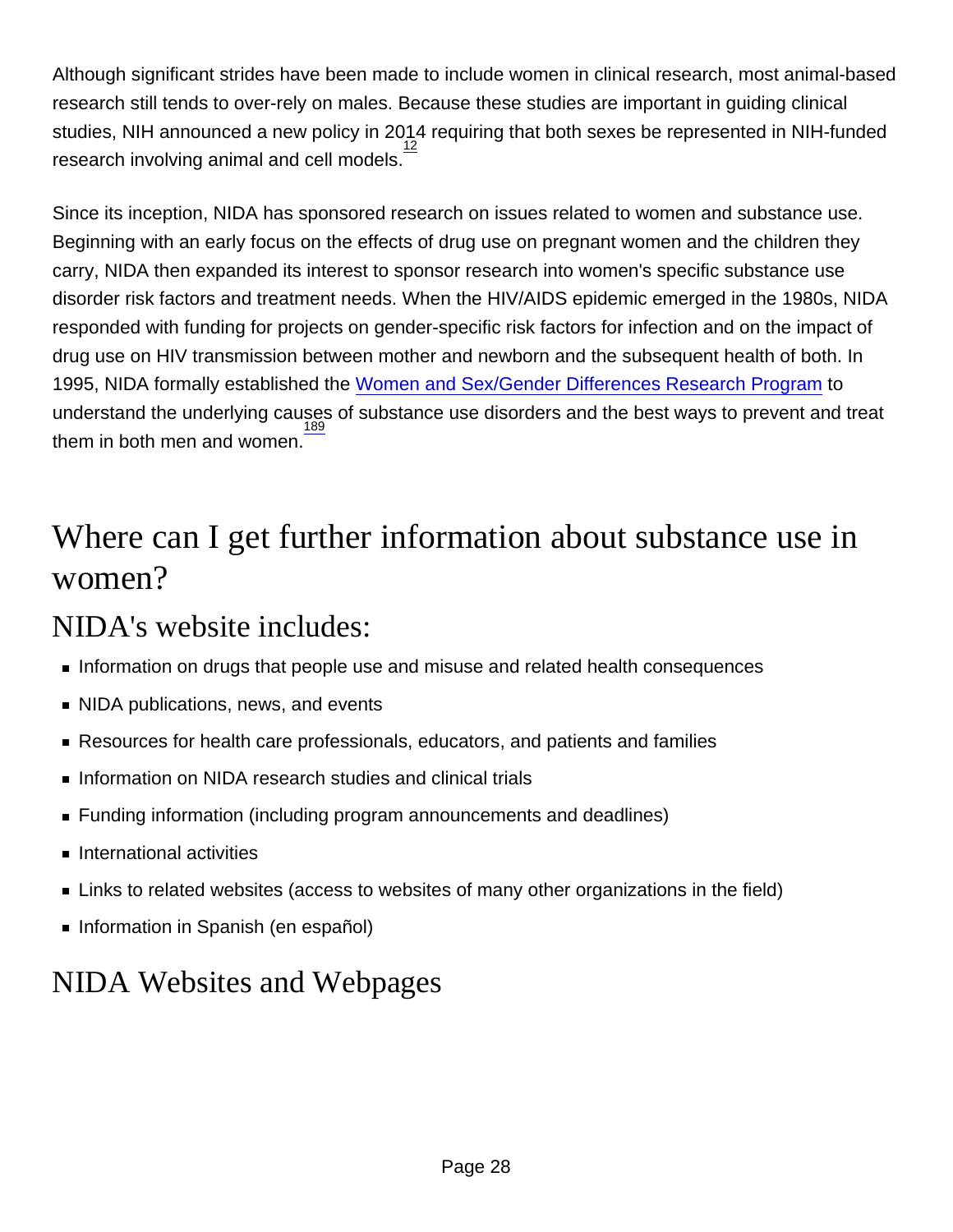Although significant strides have been made to include women in clinical research, most animal-based research still tends to over-rely on males. Because these studies are important in guiding clinical studies, NIH announced a new policy in 2014 requiring that both sexes be represented in NIH-funded research involving animal and cell models.[12]

Since its inception, NIDA has sponsored research on issues related to women and substance use. Beginning with an early focus on the effects of drug use on pregnant women and the children they carry, NIDA then expanded its interest to sponsor research into women's specific substance use disorder risk factors and treatment needs. When the HIV/AIDS epidemic emerged in the 1980s, NIDA responded with funding for projects on gender-specific risk factors for infection and on the impact of drug use on HIV transmission between mother and newborn and the subsequent health of both. In 1995, NIDA formally established the Women and Sex/Gender Differences Research Program to understand the underlying causes of substance use disorders and the best ways to prevent and treat them in both men and women.[189]

# Where can I get further information about substance use in women?

## NIDA's website includes:

- Information on drugs that people use and misuse and related health consequences
- NIDA publications, news, and events
- Resources for health care professionals, educators, and patients and families
- Information on NIDA research studies and clinical trials
- Funding information (including program announcements and deadlines)
- International activities
- Links to related websites (access to websites of many other organizations in the field)
- Information in Spanish (en español)

## NIDA Websites and Webpages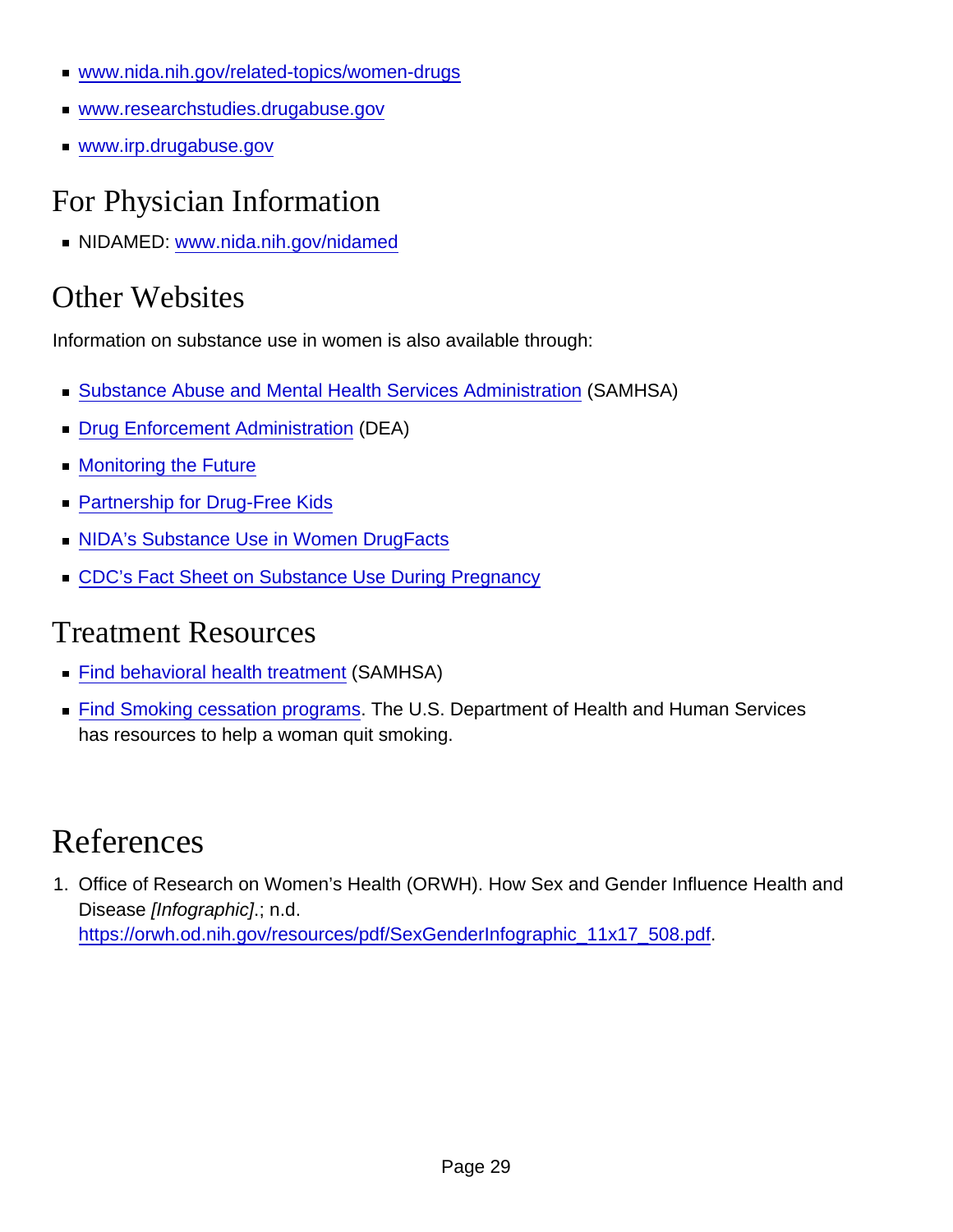- www.nida.nih.gov/related-topics/women-drugs
- www.researchstudies.drugabuse.gov
- www.irp.drugabuse.gov

## For Physician Information

- NIDAMED: www.nida.nih.gov/nidamed

## Other Websites

Information on substance use in women is also available through:

- Substance Abuse and Mental Health Services Administration (SAMHSA)
- Drug Enforcement Administration (DEA)
- Monitoring the Future
- Partnership for Drug-Free Kids
- NIDA's Substance Use in Women DrugFacts
- CDC's Fact Sheet on Substance Use During Pregnancy

## Treatment Resources

- Find behavioral health treatment (SAMHSA)
- Find Smoking cessation programs. The U.S. Department of Health and Human Services has resources to help a woman quit smoking.

# References

1. Office of Research on Women's Health (ORWH). How Sex and Gender Influence Health and Disease *[Infographic]*.; n.d. https://orwh.od.nih.gov/resources/pdf/SexGenderInfographic_11x17_508.pdf.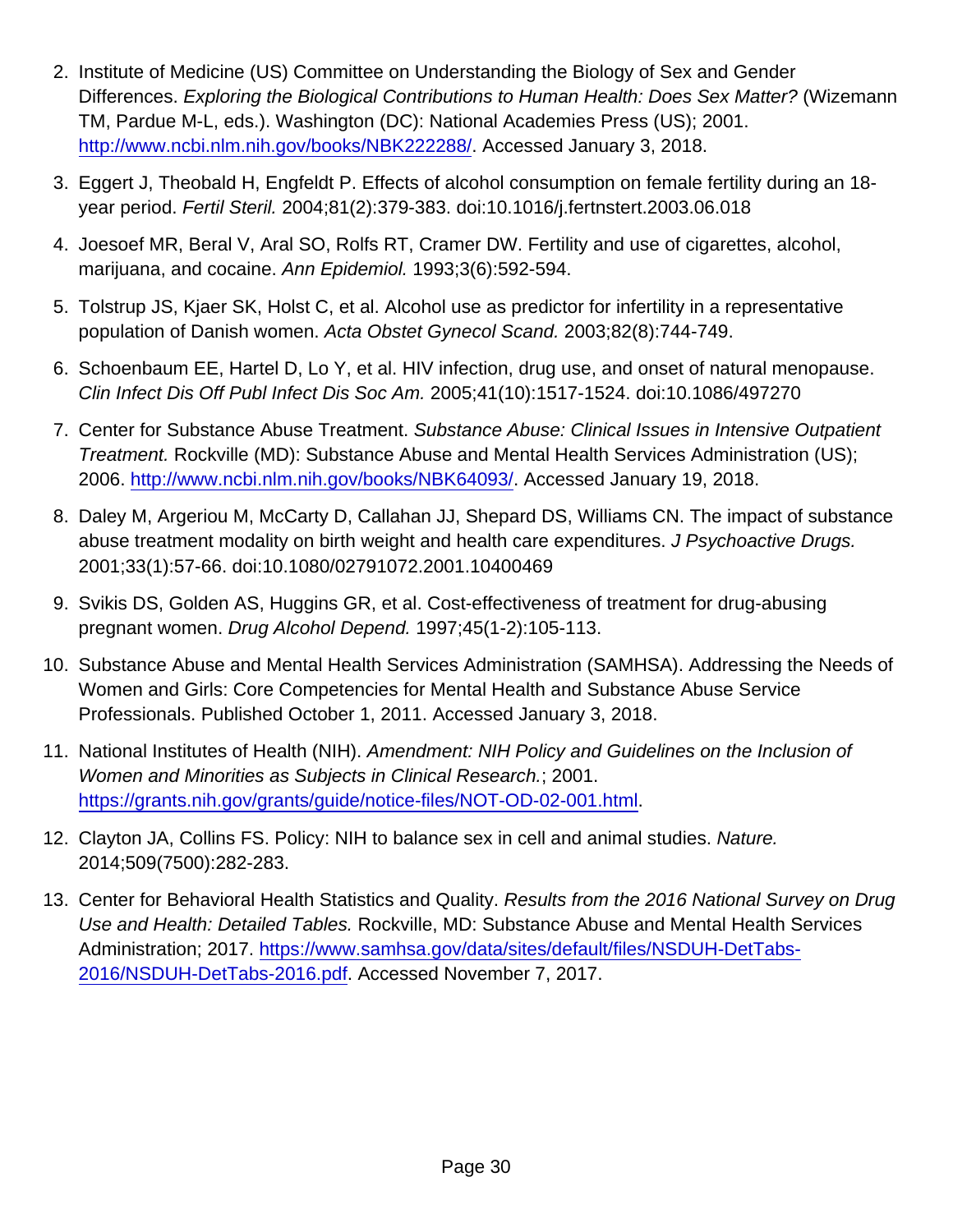2. Institute of Medicine (US) Committee on Understanding the Biology of Sex and Gender Differences. *Exploring the Biological Contributions to Human Health: Does Sex Matter?* (Wizemann TM, Pardue M-L, eds.). Washington (DC): National Academies Press (US); 2001. http://www.ncbi.nlm.nih.gov/books/NBK222288/. Accessed January 3, 2018.
3. Eggert J, Theobald H, Engfeldt P. Effects of alcohol consumption on female fertility during an 18-year period. *Fertil Steril.* 2004;81(2):379-383. doi:10.1016/j.fertnstert.2003.06.018
4. Joesoef MR, Beral V, Aral SO, Rolfs RT, Cramer DW. Fertility and use of cigarettes, alcohol, marijuana, and cocaine. *Ann Epidemiol.* 1993;3(6):592-594.
5. Tolstrup JS, Kjaer SK, Holst C, et al. Alcohol use as predictor for infertility in a representative population of Danish women. *Acta Obstet Gynecol Scand.* 2003;82(8):744-749.
6. Schoenbaum EE, Hartel D, Lo Y, et al. HIV infection, drug use, and onset of natural menopause. *Clin Infect Dis Off Publ Infect Dis Soc Am.* 2005;41(10):1517-1524. doi:10.1086/497270
7. Center for Substance Abuse Treatment. *Substance Abuse: Clinical Issues in Intensive Outpatient Treatment.* Rockville (MD): Substance Abuse and Mental Health Services Administration (US); 2006. http://www.ncbi.nlm.nih.gov/books/NBK64093/. Accessed January 19, 2018.
8. Daley M, Argeriou M, McCarty D, Callahan JJ, Shepard DS, Williams CN. The impact of substance abuse treatment modality on birth weight and health care expenditures. *J Psychoactive Drugs.* 2001;33(1):57-66. doi:10.1080/02791072.2001.10400469
9. Svikis DS, Golden AS, Huggins GR, et al. Cost-effectiveness of treatment for drug-abusing pregnant women. *Drug Alcohol Depend.* 1997;45(1-2):105-113.
10. Substance Abuse and Mental Health Services Administration (SAMHSA). Addressing the Needs of Women and Girls: Core Competencies for Mental Health and Substance Abuse Service Professionals. Published October 1, 2011. Accessed January 3, 2018.
11. National Institutes of Health (NIH). *Amendment: NIH Policy and Guidelines on the Inclusion of Women and Minorities as Subjects in Clinical Research.*; 2001. https://grants.nih.gov/grants/guide/notice-files/NOT-OD-02-001.html.
12. Clayton JA, Collins FS. Policy: NIH to balance sex in cell and animal studies. *Nature.* 2014;509(7500):282-283.
13. Center for Behavioral Health Statistics and Quality. *Results from the 2016 National Survey on Drug Use and Health: Detailed Tables.* Rockville, MD: Substance Abuse and Mental Health Services Administration; 2017. https://www.samhsa.gov/data/sites/default/files/NSDUH-DetTabs-2016/NSDUH-DetTabs-2016.pdf. Accessed November 7, 2017.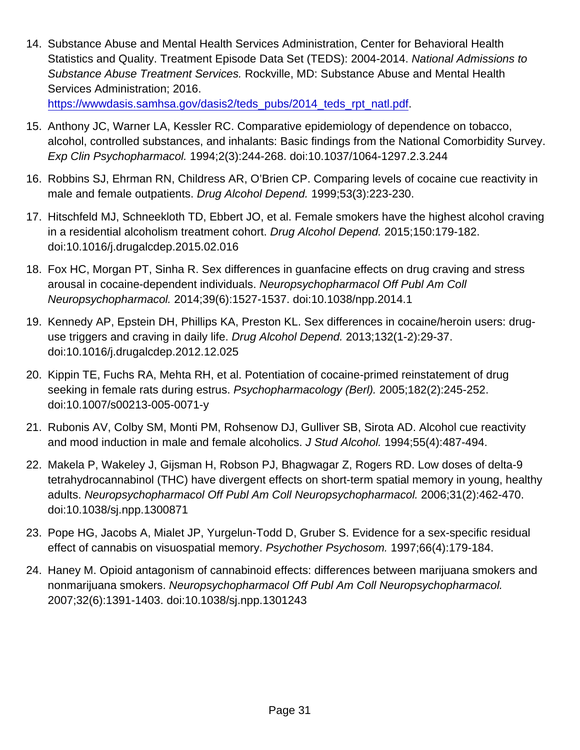14. Substance Abuse and Mental Health Services Administration, Center for Behavioral Health Statistics and Quality. Treatment Episode Data Set (TEDS): 2004-2014. *National Admissions to Substance Abuse Treatment Services.* Rockville, MD: Substance Abuse and Mental Health Services Administration; 2016. https://wwwdasis.samhsa.gov/dasis2/teds_pubs/2014_teds_rpt_natl.pdf.
15. Anthony JC, Warner LA, Kessler RC. Comparative epidemiology of dependence on tobacco, alcohol, controlled substances, and inhalants: Basic findings from the National Comorbidity Survey. *Exp Clin Psychopharmacol.* 1994;2(3):244-268. doi:10.1037/1064-1297.2.3.244
16. Robbins SJ, Ehrman RN, Childress AR, O'Brien CP. Comparing levels of cocaine cue reactivity in male and female outpatients. *Drug Alcohol Depend.* 1999;53(3):223-230.
17. Hitschfeld MJ, Schneekloth TD, Ebbert JO, et al. Female smokers have the highest alcohol craving in a residential alcoholism treatment cohort. *Drug Alcohol Depend.* 2015;150:179-182. doi:10.1016/j.drugalcdep.2015.02.016
18. Fox HC, Morgan PT, Sinha R. Sex differences in guanfacine effects on drug craving and stress arousal in cocaine-dependent individuals. *Neuropsychopharmacol Off Publ Am Coll Neuropsychopharmacol.* 2014;39(6):1527-1537. doi:10.1038/npp.2014.1
19. Kennedy AP, Epstein DH, Phillips KA, Preston KL. Sex differences in cocaine/heroin users: drug-use triggers and craving in daily life. *Drug Alcohol Depend.* 2013;132(1-2):29-37. doi:10.1016/j.drugalcdep.2012.12.025
20. Kippin TE, Fuchs RA, Mehta RH, et al. Potentiation of cocaine-primed reinstatement of drug seeking in female rats during estrus. *Psychopharmacology (Berl).* 2005;182(2):245-252. doi:10.1007/s00213-005-0071-y
21. Rubonis AV, Colby SM, Monti PM, Rohsenow DJ, Gulliver SB, Sirota AD. Alcohol cue reactivity and mood induction in male and female alcoholics. *J Stud Alcohol.* 1994;55(4):487-494.
22. Makela P, Wakeley J, Gijsman H, Robson PJ, Bhagwagar Z, Rogers RD. Low doses of delta-9 tetrahydrocannabinol (THC) have divergent effects on short-term spatial memory in young, healthy adults. *Neuropsychopharmacol Off Publ Am Coll Neuropsychopharmacol.* 2006;31(2):462-470. doi:10.1038/sj.npp.1300871
23. Pope HG, Jacobs A, Mialet JP, Yurgelun-Todd D, Gruber S. Evidence for a sex-specific residual effect of cannabis on visuospatial memory. *Psychother Psychosom.* 1997;66(4):179-184.
24. Haney M. Opioid antagonism of cannabinoid effects: differences between marijuana smokers and nonmarijuana smokers. *Neuropsychopharmacol Off Publ Am Coll Neuropsychopharmacol.* 2007;32(6):1391-1403. doi:10.1038/sj.npp.1301243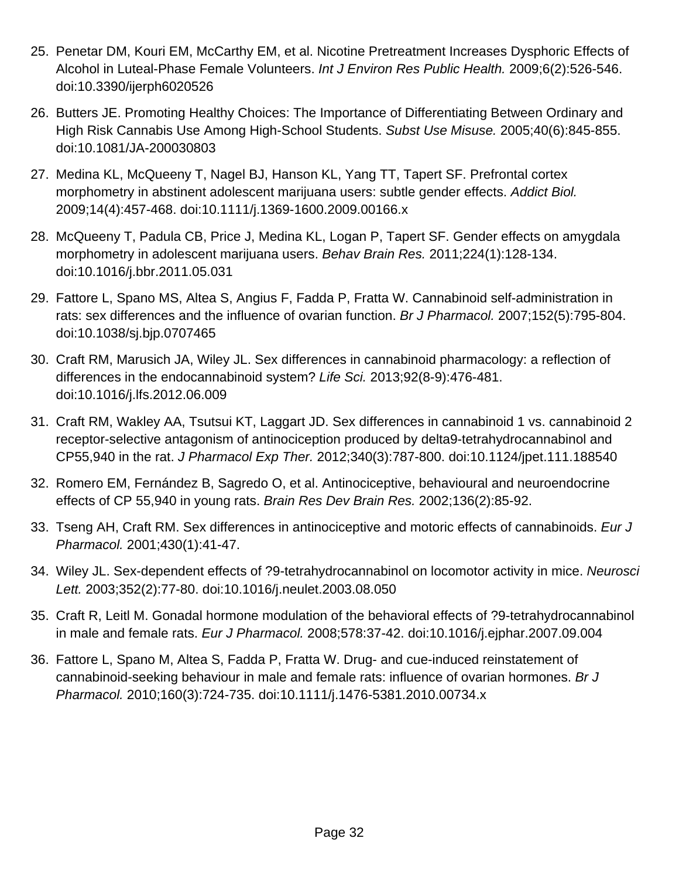25. Penetar DM, Kouri EM, McCarthy EM, et al. Nicotine Pretreatment Increases Dysphoric Effects of Alcohol in Luteal-Phase Female Volunteers. *Int J Environ Res Public Health.* 2009;6(2):526-546. doi:10.3390/ijerph6020526
26. Butters JE. Promoting Healthy Choices: The Importance of Differentiating Between Ordinary and High Risk Cannabis Use Among High-School Students. *Subst Use Misuse.* 2005;40(6):845-855. doi:10.1081/JA-200030803
27. Medina KL, McQueeny T, Nagel BJ, Hanson KL, Yang TT, Tapert SF. Prefrontal cortex morphometry in abstinent adolescent marijuana users: subtle gender effects. *Addict Biol.* 2009;14(4):457-468. doi:10.1111/j.1369-1600.2009.00166.x
28. McQueeny T, Padula CB, Price J, Medina KL, Logan P, Tapert SF. Gender effects on amygdala morphometry in adolescent marijuana users. *Behav Brain Res.* 2011;224(1):128-134. doi:10.1016/j.bbr.2011.05.031
29. Fattore L, Spano MS, Altea S, Angius F, Fadda P, Fratta W. Cannabinoid self-administration in rats: sex differences and the influence of ovarian function. *Br J Pharmacol.* 2007;152(5):795-804. doi:10.1038/sj.bjp.0707465
30. Craft RM, Marusich JA, Wiley JL. Sex differences in cannabinoid pharmacology: a reflection of differences in the endocannabinoid system? *Life Sci.* 2013;92(8-9):476-481. doi:10.1016/j.lfs.2012.06.009
31. Craft RM, Wakley AA, Tsutsui KT, Laggart JD. Sex differences in cannabinoid 1 vs. cannabinoid 2 receptor-selective antagonism of antinociception produced by delta9-tetrahydrocannabinol and CP55,940 in the rat. *J Pharmacol Exp Ther.* 2012;340(3):787-800. doi:10.1124/jpet.111.188540
32. Romero EM, Fernández B, Sagredo O, et al. Antinociceptive, behavioural and neuroendocrine effects of CP 55,940 in young rats. *Brain Res Dev Brain Res.* 2002;136(2):85-92.
33. Tseng AH, Craft RM. Sex differences in antinociceptive and motoric effects of cannabinoids. *Eur J Pharmacol.* 2001;430(1):41-47.
34. Wiley JL. Sex-dependent effects of ?9-tetrahydrocannabinol on locomotor activity in mice. *Neurosci Lett.* 2003;352(2):77-80. doi:10.1016/j.neulet.2003.08.050
35. Craft R, Leitl M. Gonadal hormone modulation of the behavioral effects of ?9-tetrahydrocannabinol in male and female rats. *Eur J Pharmacol.* 2008;578:37-42. doi:10.1016/j.ejphar.2007.09.004
36. Fattore L, Spano M, Altea S, Fadda P, Fratta W. Drug- and cue-induced reinstatement of cannabinoid-seeking behaviour in male and female rats: influence of ovarian hormones. *Br J Pharmacol.* 2010;160(3):724-735. doi:10.1111/j.1476-5381.2010.00734.x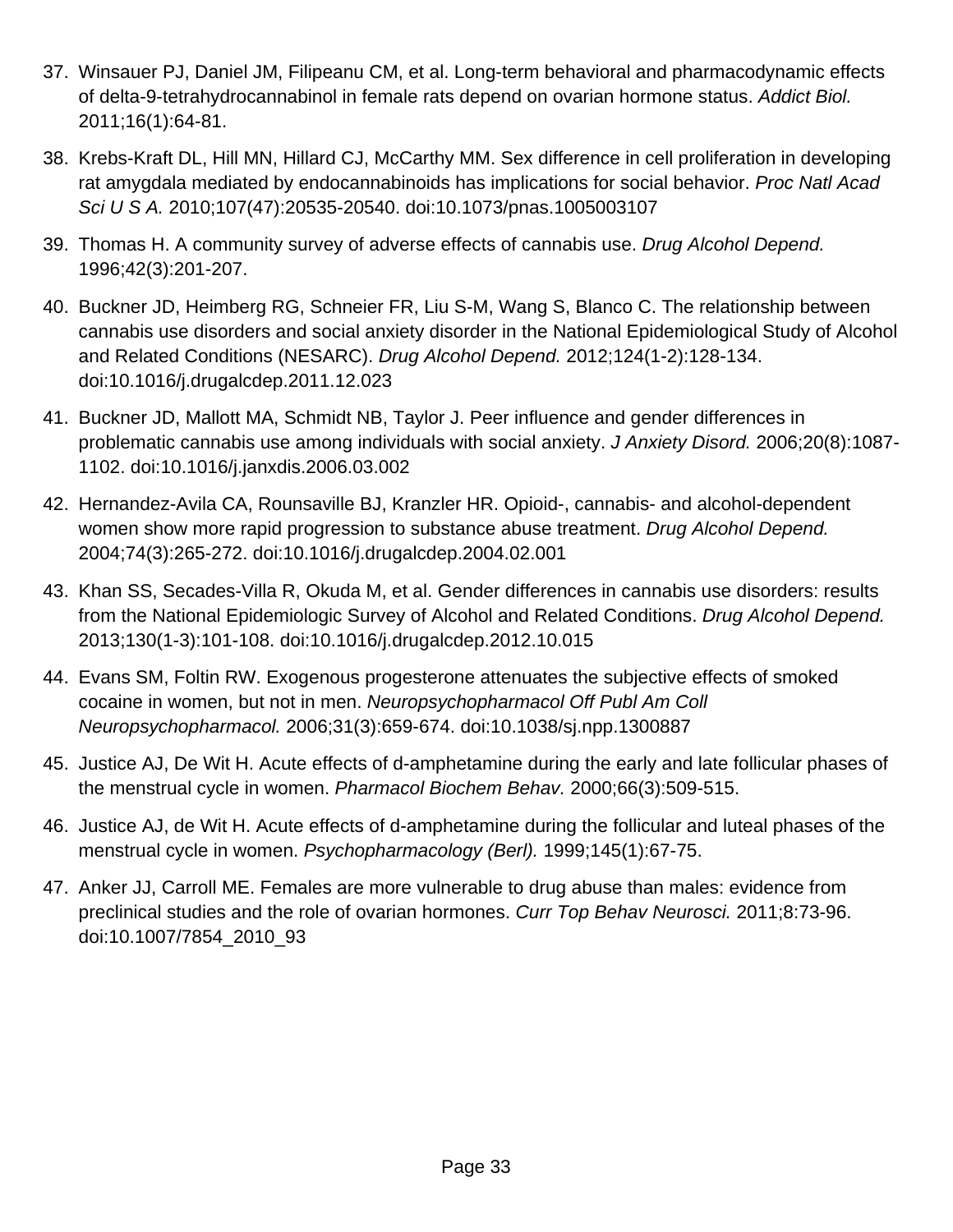37. Winsauer PJ, Daniel JM, Filipeanu CM, et al. Long-term behavioral and pharmacodynamic effects of delta-9-tetrahydrocannabinol in female rats depend on ovarian hormone status. *Addict Biol.* 2011;16(1):64-81.
38. Krebs-Kraft DL, Hill MN, Hillard CJ, McCarthy MM. Sex difference in cell proliferation in developing rat amygdala mediated by endocannabinoids has implications for social behavior. *Proc Natl Acad Sci U S A.* 2010;107(47):20535-20540. doi:10.1073/pnas.1005003107
39. Thomas H. A community survey of adverse effects of cannabis use. *Drug Alcohol Depend.* 1996;42(3):201-207.
40. Buckner JD, Heimberg RG, Schneier FR, Liu S-M, Wang S, Blanco C. The relationship between cannabis use disorders and social anxiety disorder in the National Epidemiological Study of Alcohol and Related Conditions (NESARC). *Drug Alcohol Depend.* 2012;124(1-2):128-134. doi:10.1016/j.drugalcdep.2011.12.023
41. Buckner JD, Mallott MA, Schmidt NB, Taylor J. Peer influence and gender differences in problematic cannabis use among individuals with social anxiety. *J Anxiety Disord.* 2006;20(8):1087-1102. doi:10.1016/j.janxdis.2006.03.002
42. Hernandez-Avila CA, Rounsaville BJ, Kranzler HR. Opioid-, cannabis- and alcohol-dependent women show more rapid progression to substance abuse treatment. *Drug Alcohol Depend.* 2004;74(3):265-272. doi:10.1016/j.drugalcdep.2004.02.001
43. Khan SS, Secades-Villa R, Okuda M, et al. Gender differences in cannabis use disorders: results from the National Epidemiologic Survey of Alcohol and Related Conditions. *Drug Alcohol Depend.* 2013;130(1-3):101-108. doi:10.1016/j.drugalcdep.2012.10.015
44. Evans SM, Foltin RW. Exogenous progesterone attenuates the subjective effects of smoked cocaine in women, but not in men. *Neuropsychopharmacol Off Publ Am Coll Neuropsychopharmacol.* 2006;31(3):659-674. doi:10.1038/sj.npp.1300887
45. Justice AJ, De Wit H. Acute effects of d-amphetamine during the early and late follicular phases of the menstrual cycle in women. *Pharmacol Biochem Behav.* 2000;66(3):509-515.
46. Justice AJ, de Wit H. Acute effects of d-amphetamine during the follicular and luteal phases of the menstrual cycle in women. *Psychopharmacology (Berl).* 1999;145(1):67-75.
47. Anker JJ, Carroll ME. Females are more vulnerable to drug abuse than males: evidence from preclinical studies and the role of ovarian hormones. *Curr Top Behav Neurosci.* 2011;8:73-96. doi:10.1007/7854_2010_93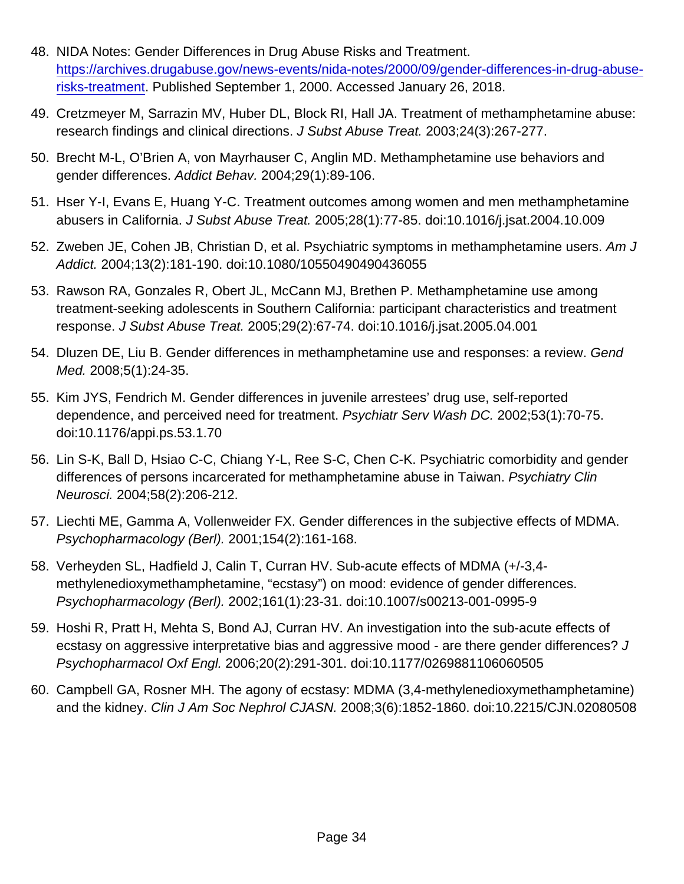48. NIDA Notes: Gender Differences in Drug Abuse Risks and Treatment. [https://archives.drugabuse.gov/news-events/nida-notes/2000/09/gender-differences-in-drug-abuse-risks-treatment](https://archives.drugabuse.gov/news-events/nida-notes/2000/09/gender-differences-in-drug-abuse-risks-treatment). Published September 1, 2000. Accessed January 26, 2018.
49. Cretzmeyer M, Sarrazin MV, Huber DL, Block RI, Hall JA. Treatment of methamphetamine abuse: research findings and clinical directions. *J Subst Abuse Treat.* 2003;24(3):267-277.
50. Brecht M-L, O'Brien A, von Mayrhauser C, Anglin MD. Methamphetamine use behaviors and gender differences. *Addict Behav.* 2004;29(1):89-106.
51. Hser Y-I, Evans E, Huang Y-C. Treatment outcomes among women and men methamphetamine abusers in California. *J Subst Abuse Treat.* 2005;28(1):77-85. doi:10.1016/j.jsat.2004.10.009
52. Zweben JE, Cohen JB, Christian D, et al. Psychiatric symptoms in methamphetamine users. *Am J Addict.* 2004;13(2):181-190. doi:10.1080/10550490490436055
53. Rawson RA, Gonzales R, Obert JL, McCann MJ, Brethen P. Methamphetamine use among treatment-seeking adolescents in Southern California: participant characteristics and treatment response. *J Subst Abuse Treat.* 2005;29(2):67-74. doi:10.1016/j.jsat.2005.04.001
54. Dluzen DE, Liu B. Gender differences in methamphetamine use and responses: a review. *Gend Med.* 2008;5(1):24-35.
55. Kim JYS, Fendrich M. Gender differences in juvenile arrestees' drug use, self-reported dependence, and perceived need for treatment. *Psychiatr Serv Wash DC.* 2002;53(1):70-75. doi:10.1176/appi.ps.53.1.70
56. Lin S-K, Ball D, Hsiao C-C, Chiang Y-L, Ree S-C, Chen C-K. Psychiatric comorbidity and gender differences of persons incarcerated for methamphetamine abuse in Taiwan. *Psychiatry Clin Neurosci.* 2004;58(2):206-212.
57. Liechti ME, Gamma A, Vollenweider FX. Gender differences in the subjective effects of MDMA. *Psychopharmacology (Berl).* 2001;154(2):161-168.
58. Verheyden SL, Hadfield J, Calin T, Curran HV. Sub-acute effects of MDMA (+/-3,4-methylenedioxymethamphetamine, "ecstasy") on mood: evidence of gender differences. *Psychopharmacology (Berl).* 2002;161(1):23-31. doi:10.1007/s00213-001-0995-9
59. Hoshi R, Pratt H, Mehta S, Bond AJ, Curran HV. An investigation into the sub-acute effects of ecstasy on aggressive interpretative bias and aggressive mood - are there gender differences? *J Psychopharmacol Oxf Engl.* 2006;20(2):291-301. doi:10.1177/0269881106060505
60. Campbell GA, Rosner MH. The agony of ecstasy: MDMA (3,4-methylenedioxymethamphetamine) and the kidney. *Clin J Am Soc Nephrol CJASN.* 2008;3(6):1852-1860. doi:10.2215/CJN.02080508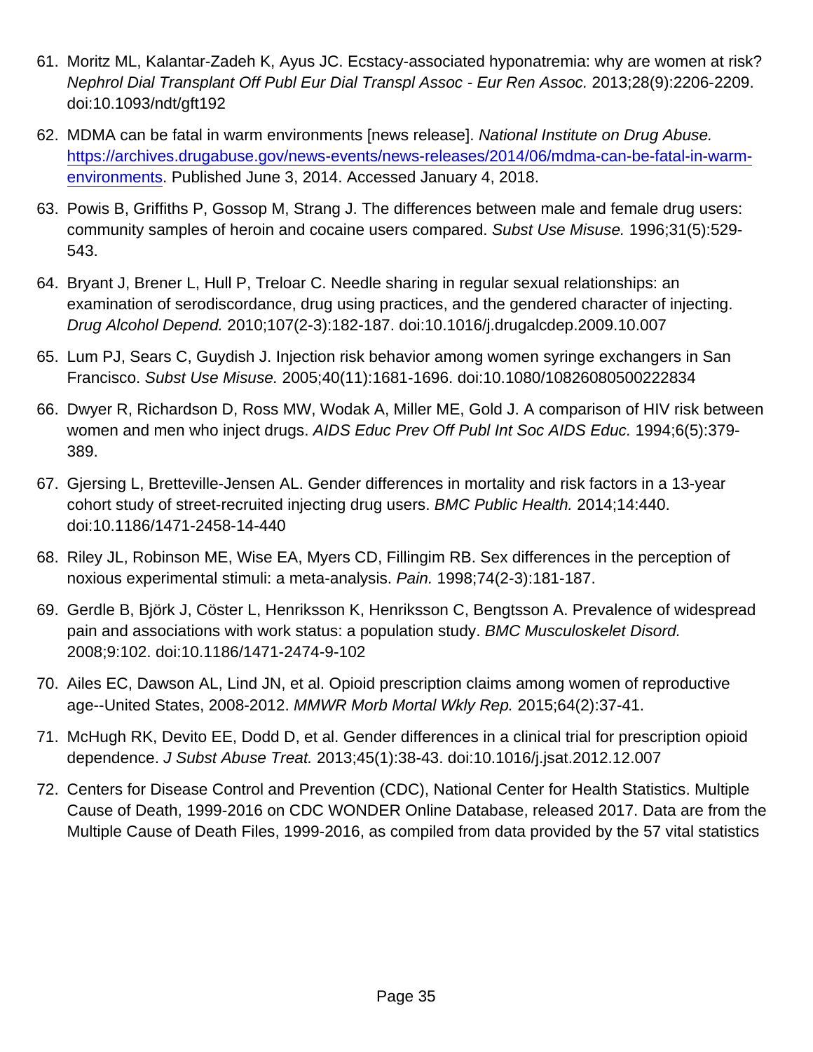61. Moritz ML, Kalantar-Zadeh K, Ayus JC. Ecstacy-associated hyponatremia: why are women at risk? *Nephrol Dial Transplant Off Publ Eur Dial Transpl Assoc - Eur Ren Assoc.* 2013;28(9):2206-2209. doi:10.1093/ndt/gft192

62. MDMA can be fatal in warm environments [news release]. *National Institute on Drug Abuse.* [https://archives.drugabuse.gov/news-events/news-releases/2014/06/mdma-can-be-fatal-in-warm-environments](https://archives.drugabuse.gov/news-events/news-releases/2014/06/mdma-can-be-fatal-in-warm-environments). Published June 3, 2014. Accessed January 4, 2018.

63. Powis B, Griffiths P, Gossop M, Strang J. The differences between male and female drug users: community samples of heroin and cocaine users compared. *Subst Use Misuse.* 1996;31(5):529-543.

64. Bryant J, Brener L, Hull P, Treloar C. Needle sharing in regular sexual relationships: an examination of serodiscordance, drug using practices, and the gendered character of injecting. *Drug Alcohol Depend.* 2010;107(2-3):182-187. doi:10.1016/j.drugalcdep.2009.10.007

65. Lum PJ, Sears C, Guydish J. Injection risk behavior among women syringe exchangers in San Francisco. *Subst Use Misuse.* 2005;40(11):1681-1696. doi:10.1080/10826080500222834

66. Dwyer R, Richardson D, Ross MW, Wodak A, Miller ME, Gold J. A comparison of HIV risk between women and men who inject drugs. *AIDS Educ Prev Off Publ Int Soc AIDS Educ.* 1994;6(5):379-389.

67. Gjersing L, Bretteville-Jensen AL. Gender differences in mortality and risk factors in a 13-year cohort study of street-recruited injecting drug users. *BMC Public Health.* 2014;14:440. doi:10.1186/1471-2458-14-440

68. Riley JL, Robinson ME, Wise EA, Myers CD, Fillingim RB. Sex differences in the perception of noxious experimental stimuli: a meta-analysis. *Pain.* 1998;74(2-3):181-187.

69. Gerdle B, Björk J, Cöster L, Henriksson K, Henriksson C, Bengtsson A. Prevalence of widespread pain and associations with work status: a population study. *BMC Musculoskelet Disord.* 2008;9:102. doi:10.1186/1471-2474-9-102

70. Ailes EC, Dawson AL, Lind JN, et al. Opioid prescription claims among women of reproductive age--United States, 2008-2012. *MMWR Morb Mortal Wkly Rep.* 2015;64(2):37-41.

71. McHugh RK, Devito EE, Dodd D, et al. Gender differences in a clinical trial for prescription opioid dependence. *J Subst Abuse Treat.* 2013;45(1):38-43. doi:10.1016/j.jsat.2012.12.007

72. Centers for Disease Control and Prevention (CDC), National Center for Health Statistics. Multiple Cause of Death, 1999-2016 on CDC WONDER Online Database, released 2017. Data are from the Multiple Cause of Death Files, 1999-2016, as compiled from data provided by the 57 vital statistics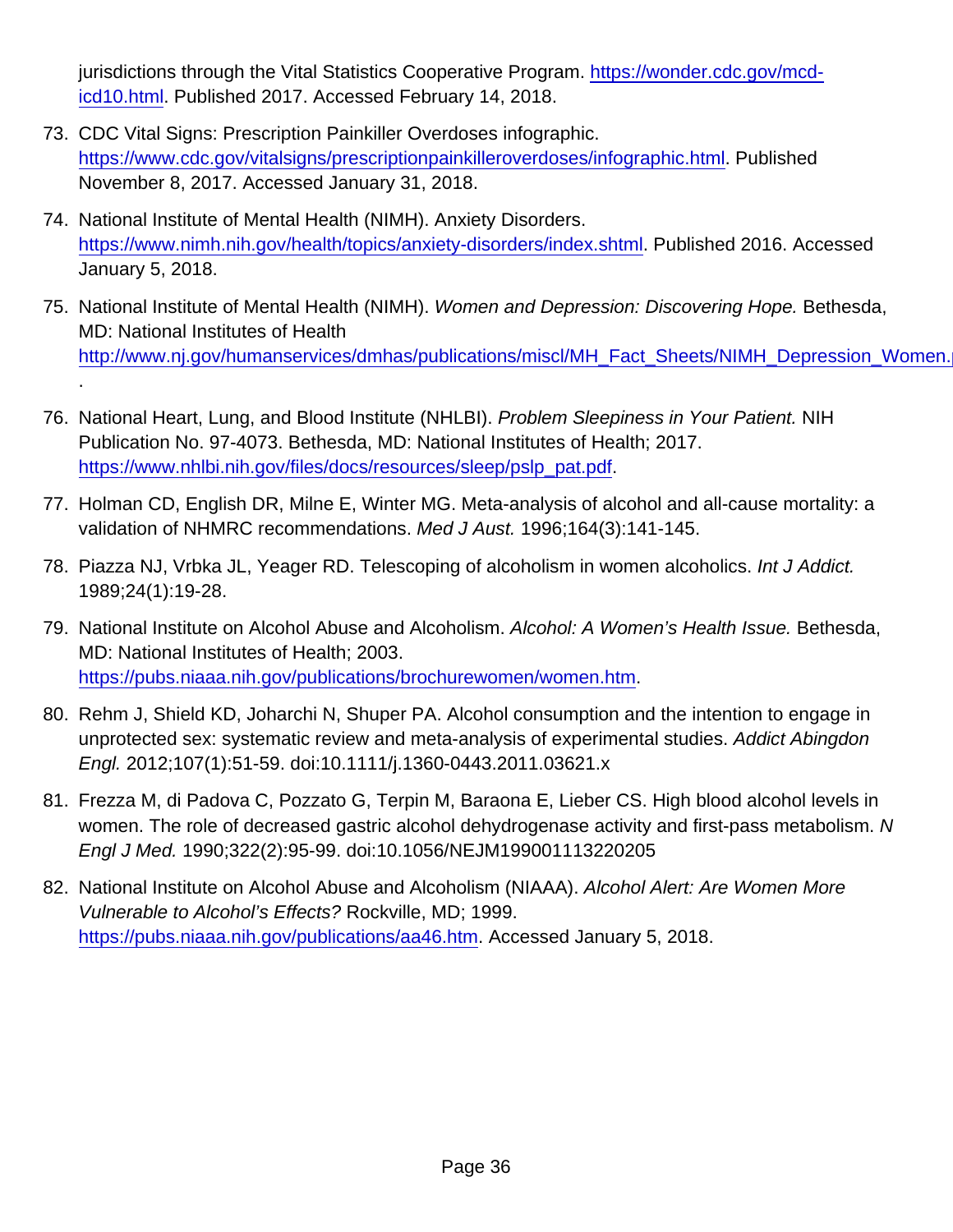jurisdictions through the Vital Statistics Cooperative Program. https://wonder.cdc.gov/mcd-icd10.html. Published 2017. Accessed February 14, 2018.

73. CDC Vital Signs: Prescription Painkiller Overdoses infographic. https://www.cdc.gov/vitalsigns/prescriptionpainkilleroverdoses/infographic.html. Published November 8, 2017. Accessed January 31, 2018.
74. National Institute of Mental Health (NIMH). Anxiety Disorders. https://www.nimh.nih.gov/health/topics/anxiety-disorders/index.shtml. Published 2016. Accessed January 5, 2018.
75. National Institute of Mental Health (NIMH). *Women and Depression: Discovering Hope.* Bethesda, MD: National Institutes of Health http://www.nj.gov/humanservices/dmhas/publications/miscl/MH_Fact_Sheets/NIMH_Depression_Women.
.
76. National Heart, Lung, and Blood Institute (NHLBI). *Problem Sleepiness in Your Patient.* NIH Publication No. 97-4073. Bethesda, MD: National Institutes of Health; 2017. https://www.nhlbi.nih.gov/files/docs/resources/sleep/pslp_pat.pdf.
77. Holman CD, English DR, Milne E, Winter MG. Meta-analysis of alcohol and all-cause mortality: a validation of NHMRC recommendations. *Med J Aust.* 1996;164(3):141-145.
78. Piazza NJ, Vrbka JL, Yeager RD. Telescoping of alcoholism in women alcoholics. *Int J Addict.* 1989;24(1):19-28.
79. National Institute on Alcohol Abuse and Alcoholism. *Alcohol: A Women's Health Issue.* Bethesda, MD: National Institutes of Health; 2003. https://pubs.niaaa.nih.gov/publications/brochurewomen/women.htm.
80. Rehm J, Shield KD, Joharchi N, Shuper PA. Alcohol consumption and the intention to engage in unprotected sex: systematic review and meta-analysis of experimental studies. *Addict Abingdon Engl.* 2012;107(1):51-59. doi:10.1111/j.1360-0443.2011.03621.x
81. Frezza M, di Padova C, Pozzato G, Terpin M, Baraona E, Lieber CS. High blood alcohol levels in women. The role of decreased gastric alcohol dehydrogenase activity and first-pass metabolism. *N Engl J Med.* 1990;322(2):95-99. doi:10.1056/NEJM199001113220205
82. National Institute on Alcohol Abuse and Alcoholism (NIAAA). *Alcohol Alert: Are Women More Vulnerable to Alcohol's Effects?* Rockville, MD; 1999. https://pubs.niaaa.nih.gov/publications/aa46.htm. Accessed January 5, 2018.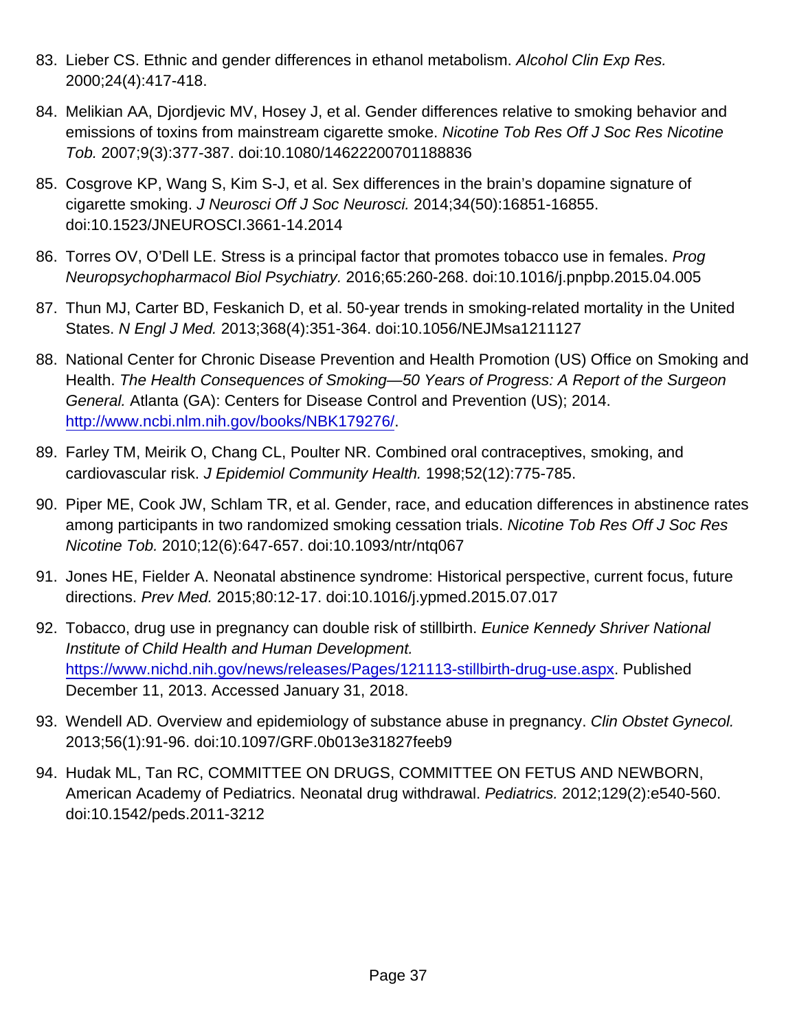83. Lieber CS. Ethnic and gender differences in ethanol metabolism. *Alcohol Clin Exp Res.* 2000;24(4):417-418.
84. Melikian AA, Djordjevic MV, Hosey J, et al. Gender differences relative to smoking behavior and emissions of toxins from mainstream cigarette smoke. *Nicotine Tob Res Off J Soc Res Nicotine Tob.* 2007;9(3):377-387. doi:10.1080/14622200701188836
85. Cosgrove KP, Wang S, Kim S-J, et al. Sex differences in the brain's dopamine signature of cigarette smoking. *J Neurosci Off J Soc Neurosci.* 2014;34(50):16851-16855. doi:10.1523/JNEUROSCI.3661-14.2014
86. Torres OV, O'Dell LE. Stress is a principal factor that promotes tobacco use in females. *Prog Neuropsychopharmacol Biol Psychiatry.* 2016;65:260-268. doi:10.1016/j.pnpbp.2015.04.005
87. Thun MJ, Carter BD, Feskanich D, et al. 50-year trends in smoking-related mortality in the United States. *N Engl J Med.* 2013;368(4):351-364. doi:10.1056/NEJMsa1211127
88. National Center for Chronic Disease Prevention and Health Promotion (US) Office on Smoking and Health. *The Health Consequences of Smoking—50 Years of Progress: A Report of the Surgeon General.* Atlanta (GA): Centers for Disease Control and Prevention (US); 2014. http://www.ncbi.nlm.nih.gov/books/NBK179276/.
89. Farley TM, Meirik O, Chang CL, Poulter NR. Combined oral contraceptives, smoking, and cardiovascular risk. *J Epidemiol Community Health.* 1998;52(12):775-785.
90. Piper ME, Cook JW, Schlam TR, et al. Gender, race, and education differences in abstinence rates among participants in two randomized smoking cessation trials. *Nicotine Tob Res Off J Soc Res Nicotine Tob.* 2010;12(6):647-657. doi:10.1093/ntr/ntq067
91. Jones HE, Fielder A. Neonatal abstinence syndrome: Historical perspective, current focus, future directions. *Prev Med.* 2015;80:12-17. doi:10.1016/j.ypmed.2015.07.017
92. Tobacco, drug use in pregnancy can double risk of stillbirth. *Eunice Kennedy Shriver National Institute of Child Health and Human Development.* https://www.nichd.nih.gov/news/releases/Pages/121113-stillbirth-drug-use.aspx. Published December 11, 2013. Accessed January 31, 2018.
93. Wendell AD. Overview and epidemiology of substance abuse in pregnancy. *Clin Obstet Gynecol.* 2013;56(1):91-96. doi:10.1097/GRF.0b013e31827feeb9
94. Hudak ML, Tan RC, COMMITTEE ON DRUGS, COMMITTEE ON FETUS AND NEWBORN, American Academy of Pediatrics. Neonatal drug withdrawal. *Pediatrics.* 2012;129(2):e540-560. doi:10.1542/peds.2011-3212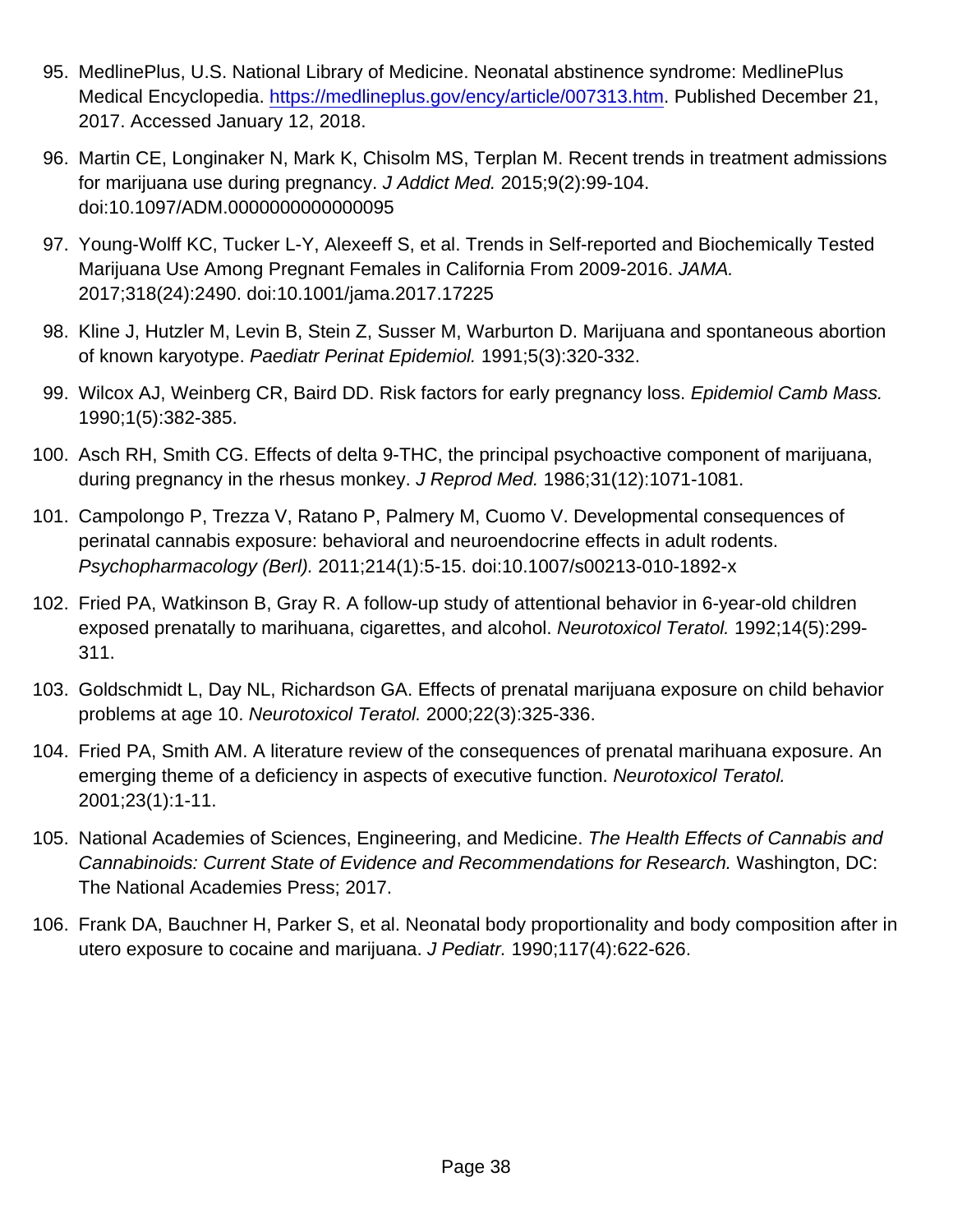95. MedlinePlus, U.S. National Library of Medicine. Neonatal abstinence syndrome: MedlinePlus Medical Encyclopedia. https://medlineplus.gov/ency/article/007313.htm. Published December 21, 2017. Accessed January 12, 2018.
96. Martin CE, Longinaker N, Mark K, Chisolm MS, Terplan M. Recent trends in treatment admissions for marijuana use during pregnancy. *J Addict Med.* 2015;9(2):99-104. doi:10.1097/ADM.0000000000000095
97. Young-Wolff KC, Tucker L-Y, Alexeeff S, et al. Trends in Self-reported and Biochemically Tested Marijuana Use Among Pregnant Females in California From 2009-2016. *JAMA.* 2017;318(24):2490. doi:10.1001/jama.2017.17225
98. Kline J, Hutzler M, Levin B, Stein Z, Susser M, Warburton D. Marijuana and spontaneous abortion of known karyotype. *Paediatr Perinat Epidemiol.* 1991;5(3):320-332.
99. Wilcox AJ, Weinberg CR, Baird DD. Risk factors for early pregnancy loss. *Epidemiol Camb Mass.* 1990;1(5):382-385.
100. Asch RH, Smith CG. Effects of delta 9-THC, the principal psychoactive component of marijuana, during pregnancy in the rhesus monkey. *J Reprod Med.* 1986;31(12):1071-1081.
101. Campolongo P, Trezza V, Ratano P, Palmery M, Cuomo V. Developmental consequences of perinatal cannabis exposure: behavioral and neuroendocrine effects in adult rodents. *Psychopharmacology (Berl).* 2011;214(1):5-15. doi:10.1007/s00213-010-1892-x
102. Fried PA, Watkinson B, Gray R. A follow-up study of attentional behavior in 6-year-old children exposed prenatally to marihuana, cigarettes, and alcohol. *Neurotoxicol Teratol.* 1992;14(5):299-311.
103. Goldschmidt L, Day NL, Richardson GA. Effects of prenatal marijuana exposure on child behavior problems at age 10. *Neurotoxicol Teratol.* 2000;22(3):325-336.
104. Fried PA, Smith AM. A literature review of the consequences of prenatal marihuana exposure. An emerging theme of a deficiency in aspects of executive function. *Neurotoxicol Teratol.* 2001;23(1):1-11.
105. National Academies of Sciences, Engineering, and Medicine. *The Health Effects of Cannabis and Cannabinoids: Current State of Evidence and Recommendations for Research.* Washington, DC: The National Academies Press; 2017.
106. Frank DA, Bauchner H, Parker S, et al. Neonatal body proportionality and body composition after in utero exposure to cocaine and marijuana. *J Pediatr.* 1990;117(4):622-626.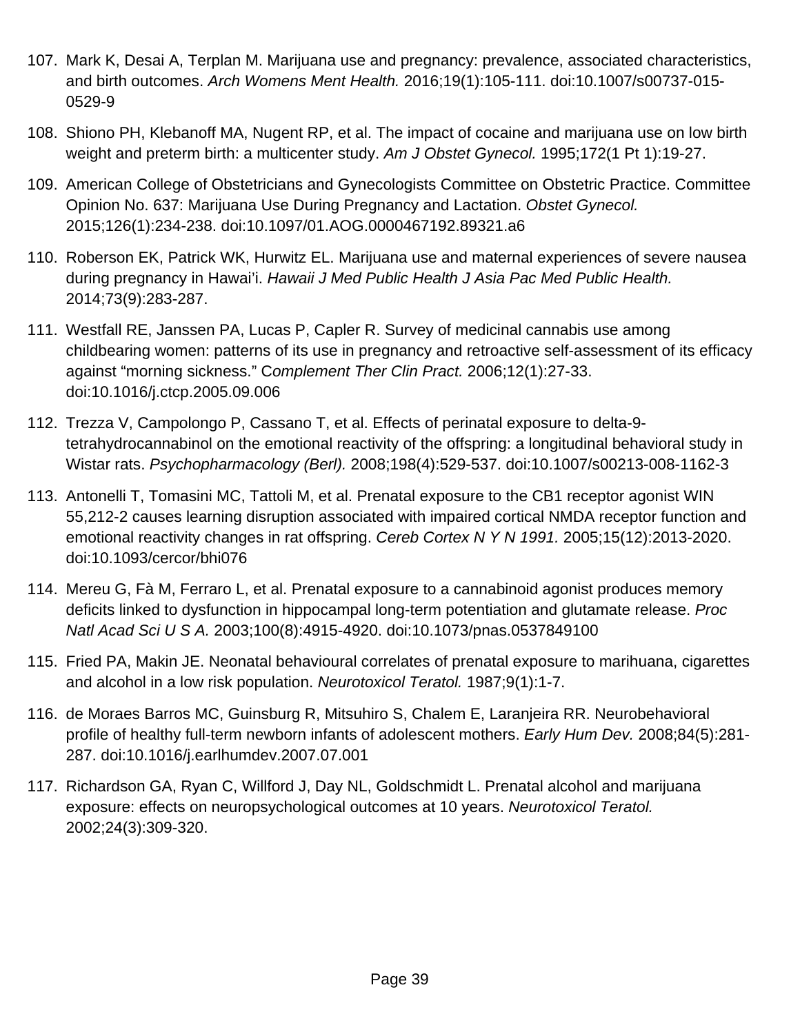107. Mark K, Desai A, Terplan M. Marijuana use and pregnancy: prevalence, associated characteristics, and birth outcomes. *Arch Womens Ment Health.* 2016;19(1):105-111. doi:10.1007/s00737-015-0529-9

108. Shiono PH, Klebanoff MA, Nugent RP, et al. The impact of cocaine and marijuana use on low birth weight and preterm birth: a multicenter study. *Am J Obstet Gynecol.* 1995;172(1 Pt 1):19-27.

109. American College of Obstetricians and Gynecologists Committee on Obstetric Practice. Committee Opinion No. 637: Marijuana Use During Pregnancy and Lactation. *Obstet Gynecol.* 2015;126(1):234-238. doi:10.1097/01.AOG.0000467192.89321.a6

110. Roberson EK, Patrick WK, Hurwitz EL. Marijuana use and maternal experiences of severe nausea during pregnancy in Hawai'i. *Hawaii J Med Public Health J Asia Pac Med Public Health.* 2014;73(9):283-287.

111. Westfall RE, Janssen PA, Lucas P, Capler R. Survey of medicinal cannabis use among childbearing women: patterns of its use in pregnancy and retroactive self-assessment of its efficacy against "morning sickness." C*omplement Ther Clin Pract.* 2006;12(1):27-33. doi:10.1016/j.ctcp.2005.09.006

112. Trezza V, Campolongo P, Cassano T, et al. Effects of perinatal exposure to delta-9-tetrahydrocannabinol on the emotional reactivity of the offspring: a longitudinal behavioral study in Wistar rats. *Psychopharmacology (Berl).* 2008;198(4):529-537. doi:10.1007/s00213-008-1162-3

113. Antonelli T, Tomasini MC, Tattoli M, et al. Prenatal exposure to the CB1 receptor agonist WIN 55,212-2 causes learning disruption associated with impaired cortical NMDA receptor function and emotional reactivity changes in rat offspring. *Cereb Cortex N Y N 1991.* 2005;15(12):2013-2020. doi:10.1093/cercor/bhi076

114. Mereu G, Fà M, Ferraro L, et al. Prenatal exposure to a cannabinoid agonist produces memory deficits linked to dysfunction in hippocampal long-term potentiation and glutamate release. *Proc Natl Acad Sci U S A.* 2003;100(8):4915-4920. doi:10.1073/pnas.0537849100

115. Fried PA, Makin JE. Neonatal behavioural correlates of prenatal exposure to marihuana, cigarettes and alcohol in a low risk population. *Neurotoxicol Teratol.* 1987;9(1):1-7.

116. de Moraes Barros MC, Guinsburg R, Mitsuhiro S, Chalem E, Laranjeira RR. Neurobehavioral profile of healthy full-term newborn infants of adolescent mothers. *Early Hum Dev.* 2008;84(5):281-287. doi:10.1016/j.earlhumdev.2007.07.001

117. Richardson GA, Ryan C, Willford J, Day NL, Goldschmidt L. Prenatal alcohol and marijuana exposure: effects on neuropsychological outcomes at 10 years. *Neurotoxicol Teratol.* 2002;24(3):309-320.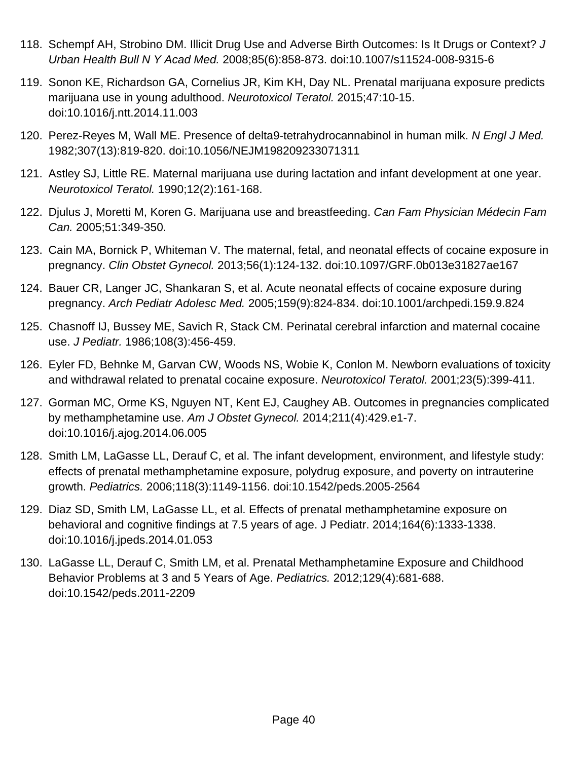118. Schempf AH, Strobino DM. Illicit Drug Use and Adverse Birth Outcomes: Is It Drugs or Context? *J Urban Health Bull N Y Acad Med.* 2008;85(6):858-873. doi:10.1007/s11524-008-9315-6

119. Sonon KE, Richardson GA, Cornelius JR, Kim KH, Day NL. Prenatal marijuana exposure predicts marijuana use in young adulthood. *Neurotoxicol Teratol.* 2015;47:10-15. doi:10.1016/j.ntt.2014.11.003

120. Perez-Reyes M, Wall ME. Presence of delta9-tetrahydrocannabinol in human milk. *N Engl J Med.* 1982;307(13):819-820. doi:10.1056/NEJM198209233071311

121. Astley SJ, Little RE. Maternal marijuana use during lactation and infant development at one year. *Neurotoxicol Teratol.* 1990;12(2):161-168.

122. Djulus J, Moretti M, Koren G. Marijuana use and breastfeeding. *Can Fam Physician Médecin Fam Can.* 2005;51:349-350.

123. Cain MA, Bornick P, Whiteman V. The maternal, fetal, and neonatal effects of cocaine exposure in pregnancy. *Clin Obstet Gynecol.* 2013;56(1):124-132. doi:10.1097/GRF.0b013e31827ae167

124. Bauer CR, Langer JC, Shankaran S, et al. Acute neonatal effects of cocaine exposure during pregnancy. *Arch Pediatr Adolesc Med.* 2005;159(9):824-834. doi:10.1001/archpedi.159.9.824

125. Chasnoff IJ, Bussey ME, Savich R, Stack CM. Perinatal cerebral infarction and maternal cocaine use. *J Pediatr.* 1986;108(3):456-459.

126. Eyler FD, Behnke M, Garvan CW, Woods NS, Wobie K, Conlon M. Newborn evaluations of toxicity and withdrawal related to prenatal cocaine exposure. *Neurotoxicol Teratol.* 2001;23(5):399-411.

127. Gorman MC, Orme KS, Nguyen NT, Kent EJ, Caughey AB. Outcomes in pregnancies complicated by methamphetamine use. *Am J Obstet Gynecol.* 2014;211(4):429.e1-7. doi:10.1016/j.ajog.2014.06.005

128. Smith LM, LaGasse LL, Derauf C, et al. The infant development, environment, and lifestyle study: effects of prenatal methamphetamine exposure, polydrug exposure, and poverty on intrauterine growth. *Pediatrics.* 2006;118(3):1149-1156. doi:10.1542/peds.2005-2564

129. Diaz SD, Smith LM, LaGasse LL, et al. Effects of prenatal methamphetamine exposure on behavioral and cognitive findings at 7.5 years of age. J Pediatr. 2014;164(6):1333-1338. doi:10.1016/j.jpeds.2014.01.053

130. LaGasse LL, Derauf C, Smith LM, et al. Prenatal Methamphetamine Exposure and Childhood Behavior Problems at 3 and 5 Years of Age. *Pediatrics.* 2012;129(4):681-688. doi:10.1542/peds.2011-2209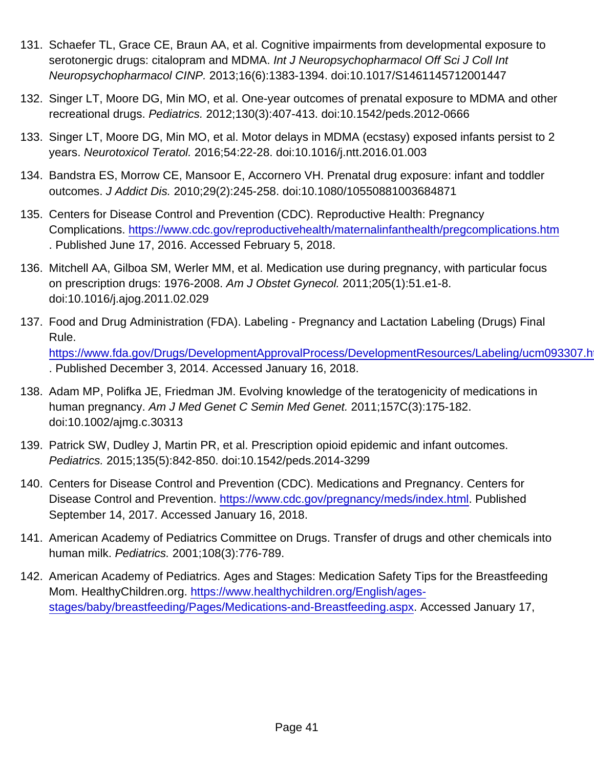131. Schaefer TL, Grace CE, Braun AA, et al. Cognitive impairments from developmental exposure to serotonergic drugs: citalopram and MDMA. *Int J Neuropsychopharmacol Off Sci J Coll Int Neuropsychopharmacol CINP.* 2013;16(6):1383-1394. doi:10.1017/S1461145712001447
132. Singer LT, Moore DG, Min MO, et al. One-year outcomes of prenatal exposure to MDMA and other recreational drugs. *Pediatrics.* 2012;130(3):407-413. doi:10.1542/peds.2012-0666
133. Singer LT, Moore DG, Min MO, et al. Motor delays in MDMA (ecstasy) exposed infants persist to 2 years. *Neurotoxicol Teratol.* 2016;54:22-28. doi:10.1016/j.ntt.2016.01.003
134. Bandstra ES, Morrow CE, Mansoor E, Accornero VH. Prenatal drug exposure: infant and toddler outcomes. *J Addict Dis.* 2010;29(2):245-258. doi:10.1080/10550881003684871
135. Centers for Disease Control and Prevention (CDC). Reproductive Health: Pregnancy Complications. https://www.cdc.gov/reproductivehealth/maternalinfanthealth/pregcomplications.htm . Published June 17, 2016. Accessed February 5, 2018.
136. Mitchell AA, Gilboa SM, Werler MM, et al. Medication use during pregnancy, with particular focus on prescription drugs: 1976-2008. *Am J Obstet Gynecol.* 2011;205(1):51.e1-8. doi:10.1016/j.ajog.2011.02.029
137. Food and Drug Administration (FDA). Labeling - Pregnancy and Lactation Labeling (Drugs) Final Rule. https://www.fda.gov/Drugs/DevelopmentApprovalProcess/DevelopmentResources/Labeling/ucm093307.h . Published December 3, 2014. Accessed January 16, 2018.
138. Adam MP, Polifka JE, Friedman JM. Evolving knowledge of the teratogenicity of medications in human pregnancy. *Am J Med Genet C Semin Med Genet.* 2011;157C(3):175-182. doi:10.1002/ajmg.c.30313
139. Patrick SW, Dudley J, Martin PR, et al. Prescription opioid epidemic and infant outcomes. *Pediatrics.* 2015;135(5):842-850. doi:10.1542/peds.2014-3299
140. Centers for Disease Control and Prevention (CDC). Medications and Pregnancy. Centers for Disease Control and Prevention. https://www.cdc.gov/pregnancy/meds/index.html. Published September 14, 2017. Accessed January 16, 2018.
141. American Academy of Pediatrics Committee on Drugs. Transfer of drugs and other chemicals into human milk. *Pediatrics.* 2001;108(3):776-789.
142. American Academy of Pediatrics. Ages and Stages: Medication Safety Tips for the Breastfeeding Mom. HealthyChildren.org. https://www.healthychildren.org/English/ages-stages/baby/breastfeeding/Pages/Medications-and-Breastfeeding.aspx. Accessed January 17,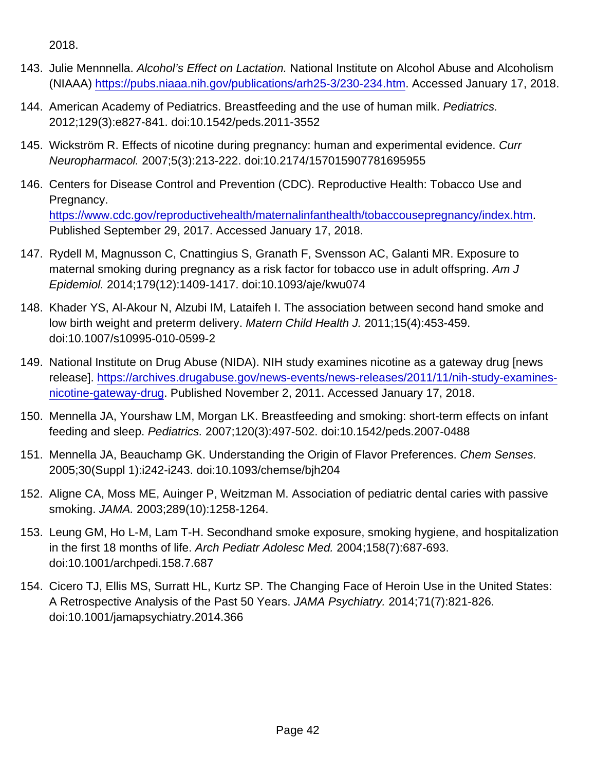2018.

143. Julie Mennnella. *Alcohol's Effect on Lactation.* National Institute on Alcohol Abuse and Alcoholism (NIAAA) https://pubs.niaaa.nih.gov/publications/arh25-3/230-234.htm. Accessed January 17, 2018.
144. American Academy of Pediatrics. Breastfeeding and the use of human milk. *Pediatrics.* 2012;129(3):e827-841. doi:10.1542/peds.2011-3552
145. Wickström R. Effects of nicotine during pregnancy: human and experimental evidence. *Curr Neuropharmacol.* 2007;5(3):213-222. doi:10.2174/157015907781695955
146. Centers for Disease Control and Prevention (CDC). Reproductive Health: Tobacco Use and Pregnancy. https://www.cdc.gov/reproductivehealth/maternalinfanthealth/tobaccousepregnancy/index.htm. Published September 29, 2017. Accessed January 17, 2018.
147. Rydell M, Magnusson C, Cnattingius S, Granath F, Svensson AC, Galanti MR. Exposure to maternal smoking during pregnancy as a risk factor for tobacco use in adult offspring. *Am J Epidemiol.* 2014;179(12):1409-1417. doi:10.1093/aje/kwu074
148. Khader YS, Al-Akour N, Alzubi IM, Lataifeh I. The association between second hand smoke and low birth weight and preterm delivery. *Matern Child Health J.* 2011;15(4):453-459. doi:10.1007/s10995-010-0599-2
149. National Institute on Drug Abuse (NIDA). NIH study examines nicotine as a gateway drug [news release]. https://archives.drugabuse.gov/news-events/news-releases/2011/11/nih-study-examines-nicotine-gateway-drug. Published November 2, 2011. Accessed January 17, 2018.
150. Mennella JA, Yourshaw LM, Morgan LK. Breastfeeding and smoking: short-term effects on infant feeding and sleep. *Pediatrics.* 2007;120(3):497-502. doi:10.1542/peds.2007-0488
151. Mennella JA, Beauchamp GK. Understanding the Origin of Flavor Preferences. *Chem Senses.* 2005;30(Suppl 1):i242-i243. doi:10.1093/chemse/bjh204
152. Aligne CA, Moss ME, Auinger P, Weitzman M. Association of pediatric dental caries with passive smoking. *JAMA.* 2003;289(10):1258-1264.
153. Leung GM, Ho L-M, Lam T-H. Secondhand smoke exposure, smoking hygiene, and hospitalization in the first 18 months of life. *Arch Pediatr Adolesc Med.* 2004;158(7):687-693. doi:10.1001/archpedi.158.7.687
154. Cicero TJ, Ellis MS, Surratt HL, Kurtz SP. The Changing Face of Heroin Use in the United States: A Retrospective Analysis of the Past 50 Years. *JAMA Psychiatry.* 2014;71(7):821-826. doi:10.1001/jamapsychiatry.2014.366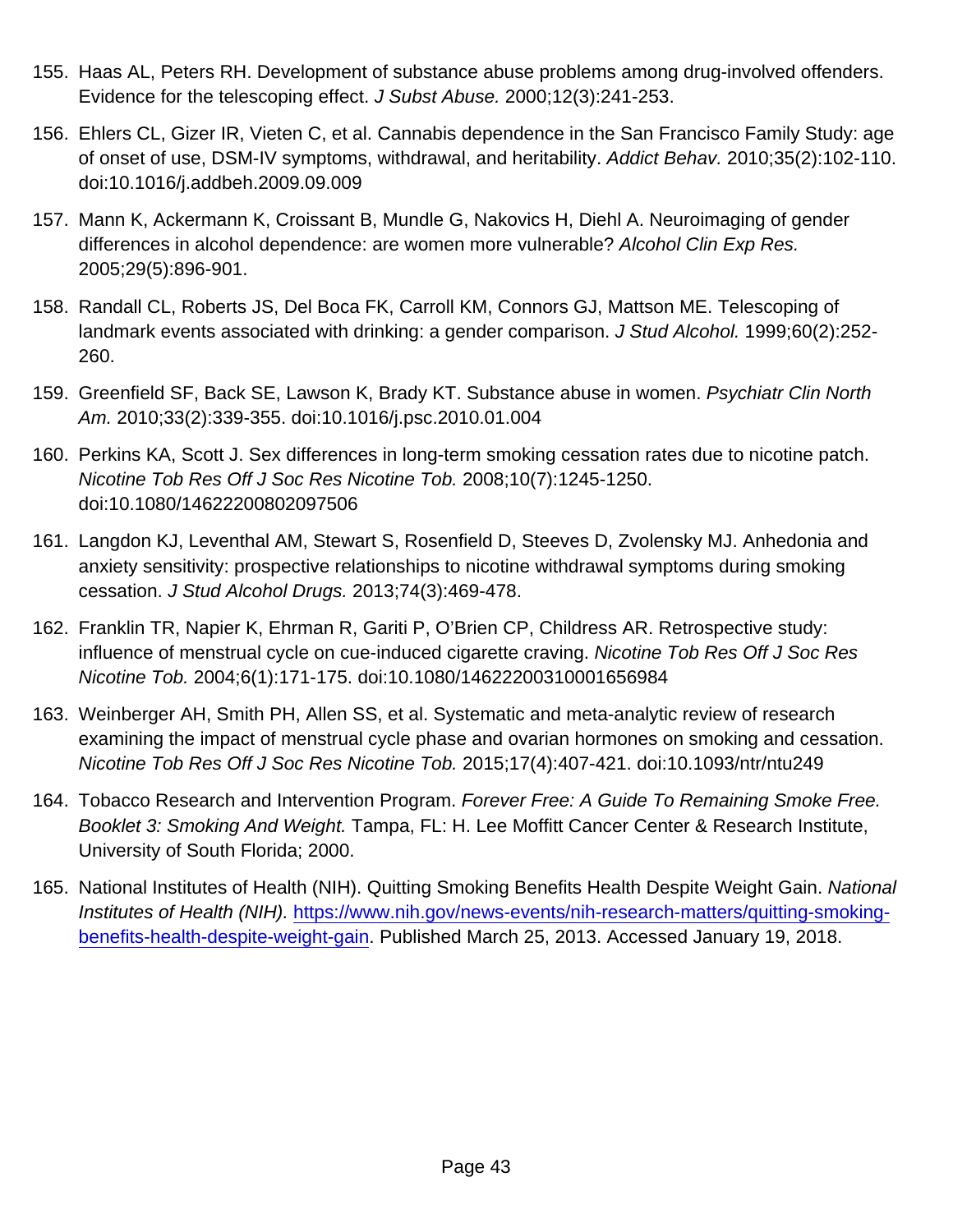155. Haas AL, Peters RH. Development of substance abuse problems among drug-involved offenders. Evidence for the telescoping effect. *J Subst Abuse.* 2000;12(3):241-253.
156. Ehlers CL, Gizer IR, Vieten C, et al. Cannabis dependence in the San Francisco Family Study: age of onset of use, DSM-IV symptoms, withdrawal, and heritability. *Addict Behav.* 2010;35(2):102-110. doi:10.1016/j.addbeh.2009.09.009
157. Mann K, Ackermann K, Croissant B, Mundle G, Nakovics H, Diehl A. Neuroimaging of gender differences in alcohol dependence: are women more vulnerable? *Alcohol Clin Exp Res.* 2005;29(5):896-901.
158. Randall CL, Roberts JS, Del Boca FK, Carroll KM, Connors GJ, Mattson ME. Telescoping of landmark events associated with drinking: a gender comparison. *J Stud Alcohol.* 1999;60(2):252-260.
159. Greenfield SF, Back SE, Lawson K, Brady KT. Substance abuse in women. *Psychiatr Clin North Am.* 2010;33(2):339-355. doi:10.1016/j.psc.2010.01.004
160. Perkins KA, Scott J. Sex differences in long-term smoking cessation rates due to nicotine patch. *Nicotine Tob Res Off J Soc Res Nicotine Tob.* 2008;10(7):1245-1250. doi:10.1080/14622200802097506
161. Langdon KJ, Leventhal AM, Stewart S, Rosenfield D, Steeves D, Zvolensky MJ. Anhedonia and anxiety sensitivity: prospective relationships to nicotine withdrawal symptoms during smoking cessation. *J Stud Alcohol Drugs.* 2013;74(3):469-478.
162. Franklin TR, Napier K, Ehrman R, Gariti P, O'Brien CP, Childress AR. Retrospective study: influence of menstrual cycle on cue-induced cigarette craving. *Nicotine Tob Res Off J Soc Res Nicotine Tob.* 2004;6(1):171-175. doi:10.1080/14622200310001656984
163. Weinberger AH, Smith PH, Allen SS, et al. Systematic and meta-analytic review of research examining the impact of menstrual cycle phase and ovarian hormones on smoking and cessation. *Nicotine Tob Res Off J Soc Res Nicotine Tob.* 2015;17(4):407-421. doi:10.1093/ntr/ntu249
164. Tobacco Research and Intervention Program. *Forever Free: A Guide To Remaining Smoke Free. Booklet 3: Smoking And Weight.* Tampa, FL: H. Lee Moffitt Cancer Center & Research Institute, University of South Florida; 2000.
165. National Institutes of Health (NIH). Quitting Smoking Benefits Health Despite Weight Gain. *National Institutes of Health (NIH).* https://www.nih.gov/news-events/nih-research-matters/quitting-smoking-benefits-health-despite-weight-gain. Published March 25, 2013. Accessed January 19, 2018.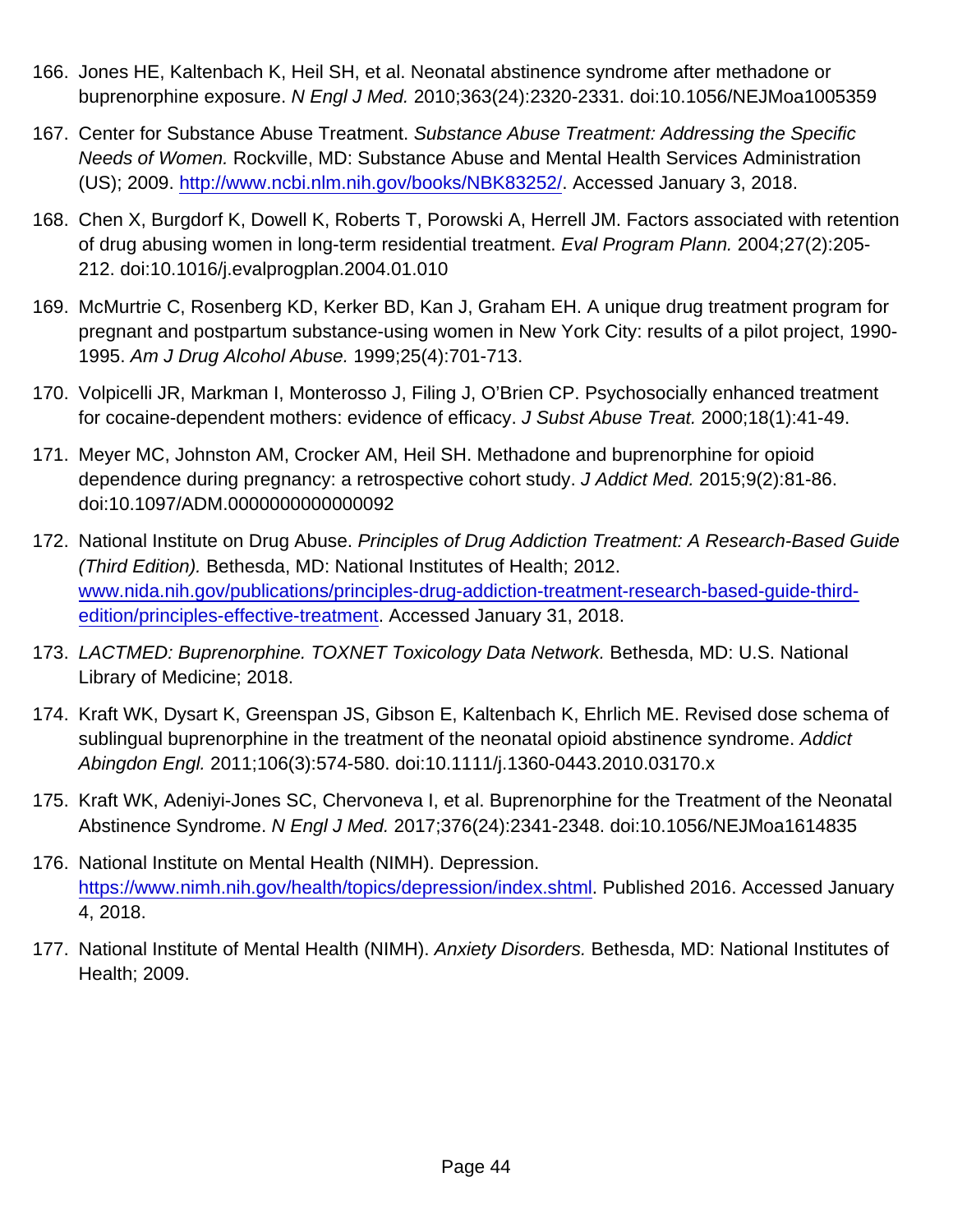166. Jones HE, Kaltenbach K, Heil SH, et al. Neonatal abstinence syndrome after methadone or buprenorphine exposure. *N Engl J Med.* 2010;363(24):2320-2331. doi:10.1056/NEJMoa1005359

167. Center for Substance Abuse Treatment. *Substance Abuse Treatment: Addressing the Specific Needs of Women.* Rockville, MD: Substance Abuse and Mental Health Services Administration (US); 2009. [http://www.ncbi.nlm.nih.gov/books/NBK83252/](http://www.ncbi.nlm.nih.gov/books/NBK83252/). Accessed January 3, 2018.

168. Chen X, Burgdorf K, Dowell K, Roberts T, Porowski A, Herrell JM. Factors associated with retention of drug abusing women in long-term residential treatment. *Eval Program Plann.* 2004;27(2):205-212. doi:10.1016/j.evalprogplan.2004.01.010

169. McMurtrie C, Rosenberg KD, Kerker BD, Kan J, Graham EH. A unique drug treatment program for pregnant and postpartum substance-using women in New York City: results of a pilot project, 1990-1995. *Am J Drug Alcohol Abuse.* 1999;25(4):701-713.

170. Volpicelli JR, Markman I, Monterosso J, Filing J, O'Brien CP. Psychosocially enhanced treatment for cocaine-dependent mothers: evidence of efficacy. *J Subst Abuse Treat.* 2000;18(1):41-49.

171. Meyer MC, Johnston AM, Crocker AM, Heil SH. Methadone and buprenorphine for opioid dependence during pregnancy: a retrospective cohort study. *J Addict Med.* 2015;9(2):81-86. doi:10.1097/ADM.0000000000000092

172. National Institute on Drug Abuse. *Principles of Drug Addiction Treatment: A Research-Based Guide (Third Edition).* Bethesda, MD: National Institutes of Health; 2012. [www.nida.nih.gov/publications/principles-drug-addiction-treatment-research-based-guide-third-edition/principles-effective-treatment](www.nida.nih.gov/publications/principles-drug-addiction-treatment-research-based-guide-third-edition/principles-effective-treatment). Accessed January 31, 2018.

173. *LACTMED: Buprenorphine. TOXNET Toxicology Data Network.* Bethesda, MD: U.S. National Library of Medicine; 2018.

174. Kraft WK, Dysart K, Greenspan JS, Gibson E, Kaltenbach K, Ehrlich ME. Revised dose schema of sublingual buprenorphine in the treatment of the neonatal opioid abstinence syndrome. *Addict Abingdon Engl.* 2011;106(3):574-580. doi:10.1111/j.1360-0443.2010.03170.x

175. Kraft WK, Adeniyi-Jones SC, Chervoneva I, et al. Buprenorphine for the Treatment of the Neonatal Abstinence Syndrome. *N Engl J Med.* 2017;376(24):2341-2348. doi:10.1056/NEJMoa1614835

176. National Institute on Mental Health (NIMH). Depression. [https://www.nimh.nih.gov/health/topics/depression/index.shtml](https://www.nimh.nih.gov/health/topics/depression/index.shtml). Published 2016. Accessed January 4, 2018.

177. National Institute of Mental Health (NIMH). *Anxiety Disorders.* Bethesda, MD: National Institutes of Health; 2009.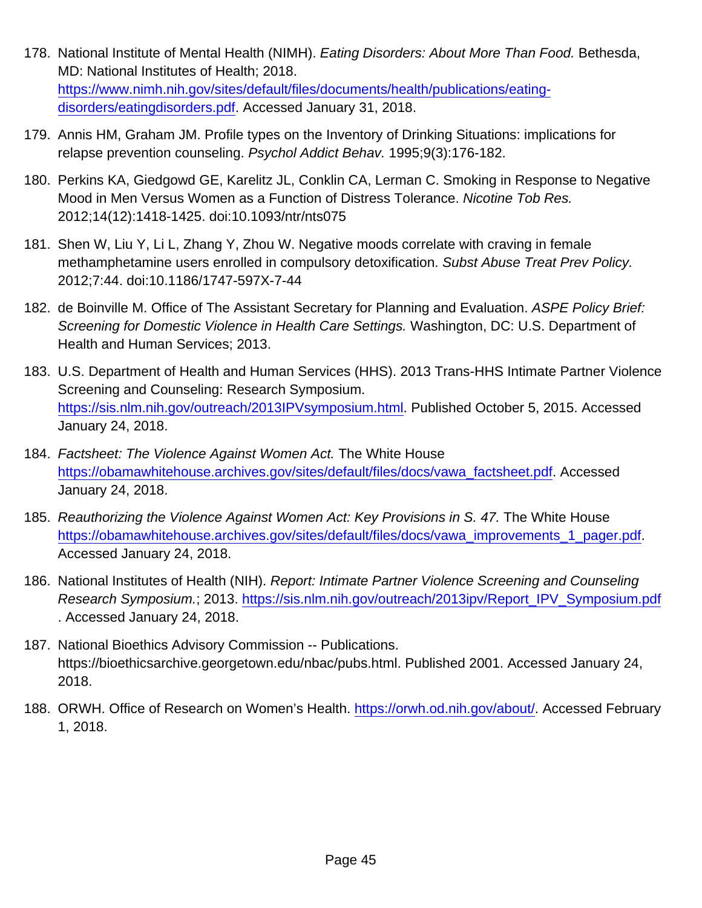178. National Institute of Mental Health (NIMH). *Eating Disorders: About More Than Food.* Bethesda, MD: National Institutes of Health; 2018. https://www.nimh.nih.gov/sites/default/files/documents/health/publications/eating-disorders/eatingdisorders.pdf. Accessed January 31, 2018.
179. Annis HM, Graham JM. Profile types on the Inventory of Drinking Situations: implications for relapse prevention counseling. *Psychol Addict Behav.* 1995;9(3):176-182.
180. Perkins KA, Giedgowd GE, Karelitz JL, Conklin CA, Lerman C. Smoking in Response to Negative Mood in Men Versus Women as a Function of Distress Tolerance. *Nicotine Tob Res.* 2012;14(12):1418-1425. doi:10.1093/ntr/nts075
181. Shen W, Liu Y, Li L, Zhang Y, Zhou W. Negative moods correlate with craving in female methamphetamine users enrolled in compulsory detoxification. *Subst Abuse Treat Prev Policy.* 2012;7:44. doi:10.1186/1747-597X-7-44
182. de Boinville M. Office of The Assistant Secretary for Planning and Evaluation. *ASPE Policy Brief: Screening for Domestic Violence in Health Care Settings.* Washington, DC: U.S. Department of Health and Human Services; 2013.
183. U.S. Department of Health and Human Services (HHS). 2013 Trans-HHS Intimate Partner Violence Screening and Counseling: Research Symposium. https://sis.nlm.nih.gov/outreach/2013IPVsymposium.html. Published October 5, 2015. Accessed January 24, 2018.
184. *Factsheet: The Violence Against Women Act.* The White House https://obamawhitehouse.archives.gov/sites/default/files/docs/vawa_factsheet.pdf. Accessed January 24, 2018.
185. *Reauthorizing the Violence Against Women Act: Key Provisions in S. 47.* The White House https://obamawhitehouse.archives.gov/sites/default/files/docs/vawa_improvements_1_pager.pdf. Accessed January 24, 2018.
186. National Institutes of Health (NIH). *Report: Intimate Partner Violence Screening and Counseling Research Symposium.*; 2013. https://sis.nlm.nih.gov/outreach/2013ipv/Report_IPV_Symposium.pdf . Accessed January 24, 2018.
187. National Bioethics Advisory Commission -- Publications. https://bioethicsarchive.georgetown.edu/nbac/pubs.html. Published 2001. Accessed January 24, 2018.
188. ORWH. Office of Research on Women's Health. https://orwh.od.nih.gov/about/. Accessed February 1, 2018.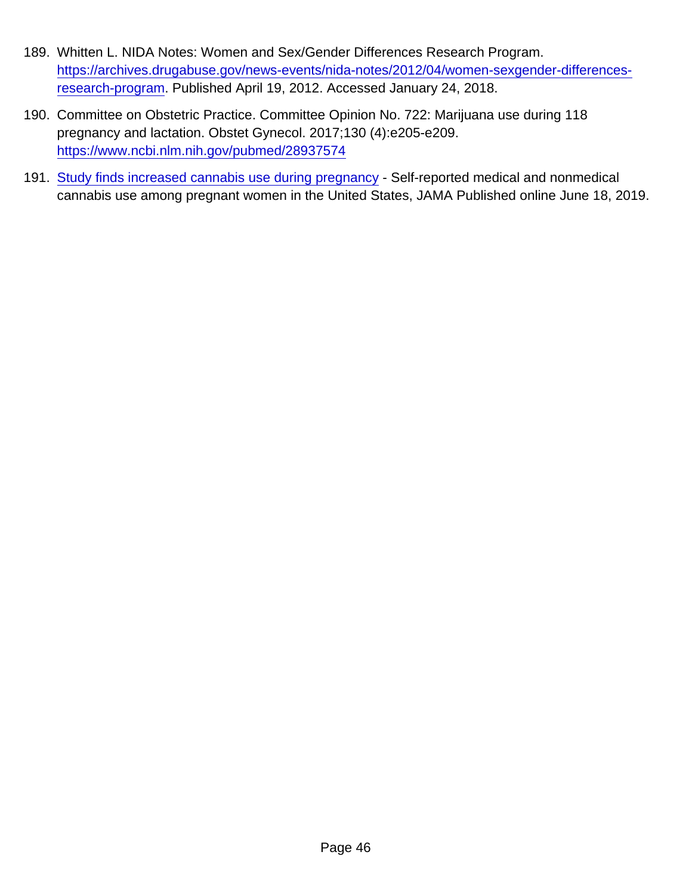189. Whitten L. NIDA Notes: Women and Sex/Gender Differences Research Program. [https://archives.drugabuse.gov/news-events/nida-notes/2012/04/women-sexgender-differences-research-program](https://archives.drugabuse.gov/news-events/nida-notes/2012/04/women-sexgender-differences-research-program). Published April 19, 2012. Accessed January 24, 2018.

190. Committee on Obstetric Practice. Committee Opinion No. 722: Marijuana use during 118 pregnancy and lactation. Obstet Gynecol. 2017;130 (4):e205-e209. [https://www.ncbi.nlm.nih.gov/pubmed/28937574](https://www.ncbi.nlm.nih.gov/pubmed/28937574)

191. Study finds increased cannabis use during pregnancy - Self-reported medical and nonmedical cannabis use among pregnant women in the United States, JAMA Published online June 18, 2019.